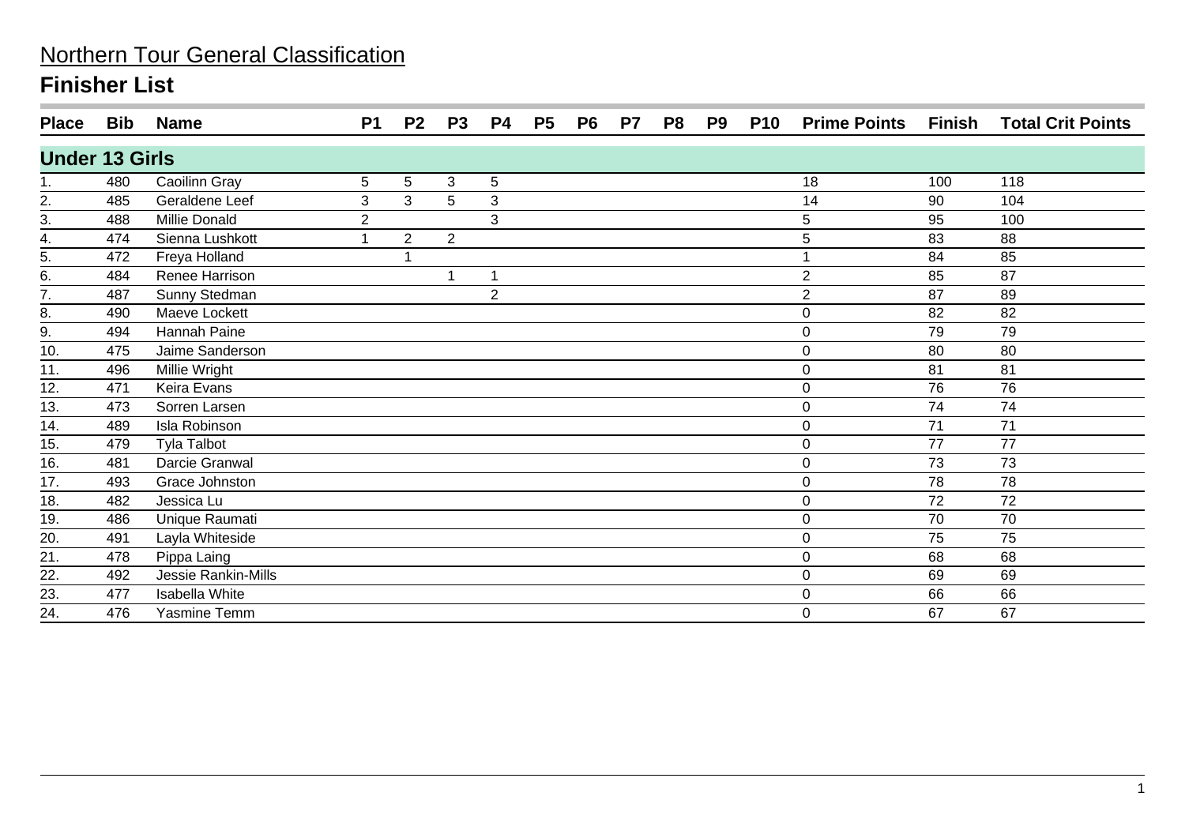# Northern Tour General Classification

## Finisher List

| Place | Bib | Name | P1 | P2 | P3 | P4 | P5 | P6 | P7 | P8 | P9 | P10 | Prime Points | Finish | Total Crit Points |
|---|---|---|---|---|---|---|---|---|---|---|---|---|---|---|---|
| **Under 13 Girls** | | | | | | | | | | | | | | | |
| 1. | 480 | Caoilinn Gray | 5 | 5 | 3 | 5 | | | | | | | 18 | 100 | 118 |
| 2. | 485 | Geraldene Leef | 3 | 3 | 5 | 3 | | | | | | | 14 | 90 | 104 |
| 3. | 488 | Millie Donald | 2 | | | 3 | | | | | | | 5 | 95 | 100 |
| 4. | 474 | Sienna Lushkott | 1 | 2 | 2 | | | | | | | | 5 | 83 | 88 |
| 5. | 472 | Freya Holland | | 1 | | | | | | | | | 1 | 84 | 85 |
| 6. | 484 | Renee Harrison | | | 1 | 1 | | | | | | | 2 | 85 | 87 |
| 7. | 487 | Sunny Stedman | | | | 2 | | | | | | | 2 | 87 | 89 |
| 8. | 490 | Maeve Lockett | | | | | | | | | | | 0 | 82 | 82 |
| 9. | 494 | Hannah Paine | | | | | | | | | | | 0 | 79 | 79 |
| 10. | 475 | Jaime Sanderson | | | | | | | | | | | 0 | 80 | 80 |
| 11. | 496 | Millie Wright | | | | | | | | | | | 0 | 81 | 81 |
| 12. | 471 | Keira Evans | | | | | | | | | | | 0 | 76 | 76 |
| 13. | 473 | Sorren Larsen | | | | | | | | | | | 0 | 74 | 74 |
| 14. | 489 | Isla Robinson | | | | | | | | | | | 0 | 71 | 71 |
| 15. | 479 | Tyla Talbot | | | | | | | | | | | 0 | 77 | 77 |
| 16. | 481 | Darcie Granwal | | | | | | | | | | | 0 | 73 | 73 |
| 17. | 493 | Grace Johnston | | | | | | | | | | | 0 | 78 | 78 |
| 18. | 482 | Jessica Lu | | | | | | | | | | | 0 | 72 | 72 |
| 19. | 486 | Unique Raumati | | | | | | | | | | | 0 | 70 | 70 |
| 20. | 491 | Layla Whiteside | | | | | | | | | | | 0 | 75 | 75 |
| 21. | 478 | Pippa Laing | | | | | | | | | | | 0 | 68 | 68 |
| 22. | 492 | Jessie Rankin-Mills | | | | | | | | | | | 0 | 69 | 69 |
| 23. | 477 | Isabella White | | | | | | | | | | | 0 | 66 | 66 |
| 24. | 476 | Yasmine Temm | | | | | | | | | | | 0 | 67 | 67 |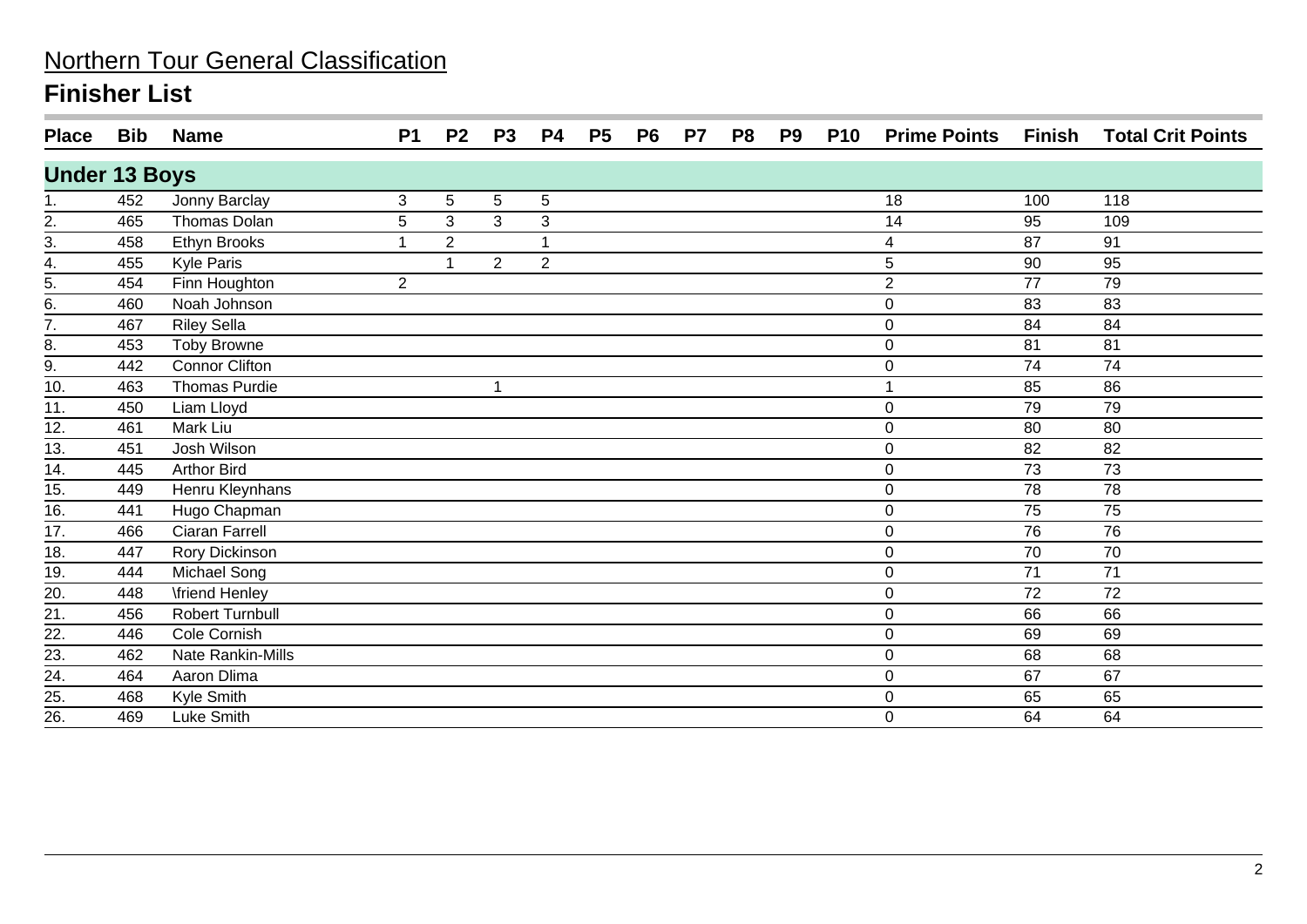# Northern Tour General Classification

## Finisher List

| Place | Bib | Name | P1 | P2 | P3 | P4 | P5 | P6 | P7 | P8 | P9 | P10 | Prime Points | Finish | Total Crit Points |
|---|---|---|---|---|---|---|---|---|---|---|---|---|---|---|---|
| **Under 13 Boys** | | | | | | | | | | | | | | | |
| 1. | 452 | Jonny Barclay | 3 | 5 | 5 | 5 | | | | | | | 18 | 100 | 118 |
| 2. | 465 | Thomas Dolan | 5 | 3 | 3 | 3 | | | | | | | 14 | 95 | 109 |
| 3. | 458 | Ethyn Brooks | 1 | 2 | | 1 | | | | | | | 4 | 87 | 91 |
| 4. | 455 | Kyle Paris | | 1 | 2 | 2 | | | | | | | 5 | 90 | 95 |
| 5. | 454 | Finn Houghton | 2 | | | | | | | | | | 2 | 77 | 79 |
| 6. | 460 | Noah Johnson | | | | | | | | | | | 0 | 83 | 83 |
| 7. | 467 | Riley Sella | | | | | | | | | | | 0 | 84 | 84 |
| 8. | 453 | Toby Browne | | | | | | | | | | | 0 | 81 | 81 |
| 9. | 442 | Connor Clifton | | | | | | | | | | | 0 | 74 | 74 |
| 10. | 463 | Thomas Purdie | | | 1 | | | | | | | | 1 | 85 | 86 |
| 11. | 450 | Liam Lloyd | | | | | | | | | | | 0 | 79 | 79 |
| 12. | 461 | Mark Liu | | | | | | | | | | | 0 | 80 | 80 |
| 13. | 451 | Josh Wilson | | | | | | | | | | | 0 | 82 | 82 |
| 14. | 445 | Arthor Bird | | | | | | | | | | | 0 | 73 | 73 |
| 15. | 449 | Henru Kleynhans | | | | | | | | | | | 0 | 78 | 78 |
| 16. | 441 | Hugo Chapman | | | | | | | | | | | 0 | 75 | 75 |
| 17. | 466 | Ciaran Farrell | | | | | | | | | | | 0 | 76 | 76 |
| 18. | 447 | Rory Dickinson | | | | | | | | | | | 0 | 70 | 70 |
| 19. | 444 | Michael Song | | | | | | | | | | | 0 | 71 | 71 |
| 20. | 448 | \friend Henley | | | | | | | | | | | 0 | 72 | 72 |
| 21. | 456 | Robert Turnbull | | | | | | | | | | | 0 | 66 | 66 |
| 22. | 446 | Cole Cornish | | | | | | | | | | | 0 | 69 | 69 |
| 23. | 462 | Nate Rankin-Mills | | | | | | | | | | | 0 | 68 | 68 |
| 24. | 464 | Aaron Dlima | | | | | | | | | | | 0 | 67 | 67 |
| 25. | 468 | Kyle Smith | | | | | | | | | | | 0 | 65 | 65 |
| 26. | 469 | Luke Smith | | | | | | | | | | | 0 | 64 | 64 |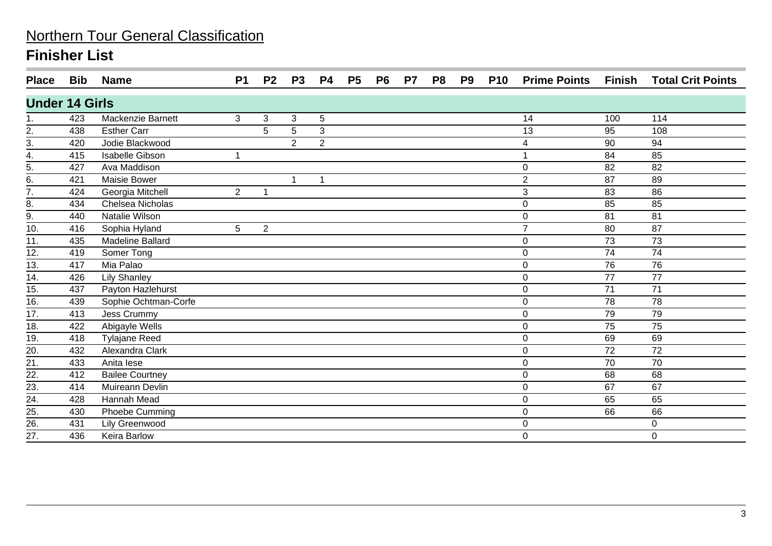# Northern Tour General Classification

## Finisher List

| Place | Bib | Name | P1 | P2 | P3 | P4 | P5 | P6 | P7 | P8 | P9 | P10 | Prime Points | Finish | Total Crit Points |
|---|---|---|---|---|---|---|---|---|---|---|---|---|---|---|---|
| **Under 14 Girls** | | | | | | | | | | | | | | | |
| 1. | 423 | Mackenzie Barnett | 3 | 3 | 3 | 5 | | | | | | | 14 | 100 | 114 |
| 2. | 438 | Esther Carr | | 5 | 5 | 3 | | | | | | | 13 | 95 | 108 |
| 3. | 420 | Jodie Blackwood | | | 2 | 2 | | | | | | | 4 | 90 | 94 |
| 4. | 415 | Isabelle Gibson | 1 | | | | | | | | | | 1 | 84 | 85 |
| 5. | 427 | Ava Maddison | | | | | | | | | | | 0 | 82 | 82 |
| 6. | 421 | Maisie Bower | | | 1 | 1 | | | | | | | 2 | 87 | 89 |
| 7. | 424 | Georgia Mitchell | 2 | 1 | | | | | | | | | 3 | 83 | 86 |
| 8. | 434 | Chelsea Nicholas | | | | | | | | | | | 0 | 85 | 85 |
| 9. | 440 | Natalie Wilson | | | | | | | | | | | 0 | 81 | 81 |
| 10. | 416 | Sophia Hyland | 5 | 2 | | | | | | | | | 7 | 80 | 87 |
| 11. | 435 | Madeline Ballard | | | | | | | | | | | 0 | 73 | 73 |
| 12. | 419 | Somer Tong | | | | | | | | | | | 0 | 74 | 74 |
| 13. | 417 | Mia Palao | | | | | | | | | | | 0 | 76 | 76 |
| 14. | 426 | Lily Shanley | | | | | | | | | | | 0 | 77 | 77 |
| 15. | 437 | Payton Hazlehurst | | | | | | | | | | | 0 | 71 | 71 |
| 16. | 439 | Sophie Ochtman-Corfe | | | | | | | | | | | 0 | 78 | 78 |
| 17. | 413 | Jess Crummy | | | | | | | | | | | 0 | 79 | 79 |
| 18. | 422 | Abigayle Wells | | | | | | | | | | | 0 | 75 | 75 |
| 19. | 418 | Tylajane Reed | | | | | | | | | | | 0 | 69 | 69 |
| 20. | 432 | Alexandra Clark | | | | | | | | | | | 0 | 72 | 72 |
| 21. | 433 | Anita Iese | | | | | | | | | | | 0 | 70 | 70 |
| 22. | 412 | Bailee Courtney | | | | | | | | | | | 0 | 68 | 68 |
| 23. | 414 | Muireann Devlin | | | | | | | | | | | 0 | 67 | 67 |
| 24. | 428 | Hannah Mead | | | | | | | | | | | 0 | 65 | 65 |
| 25. | 430 | Phoebe Cumming | | | | | | | | | | | 0 | 66 | 66 |
| 26. | 431 | Lily Greenwood | | | | | | | | | | | 0 | | 0 |
| 27. | 436 | Keira Barlow | | | | | | | | | | | 0 | | 0 |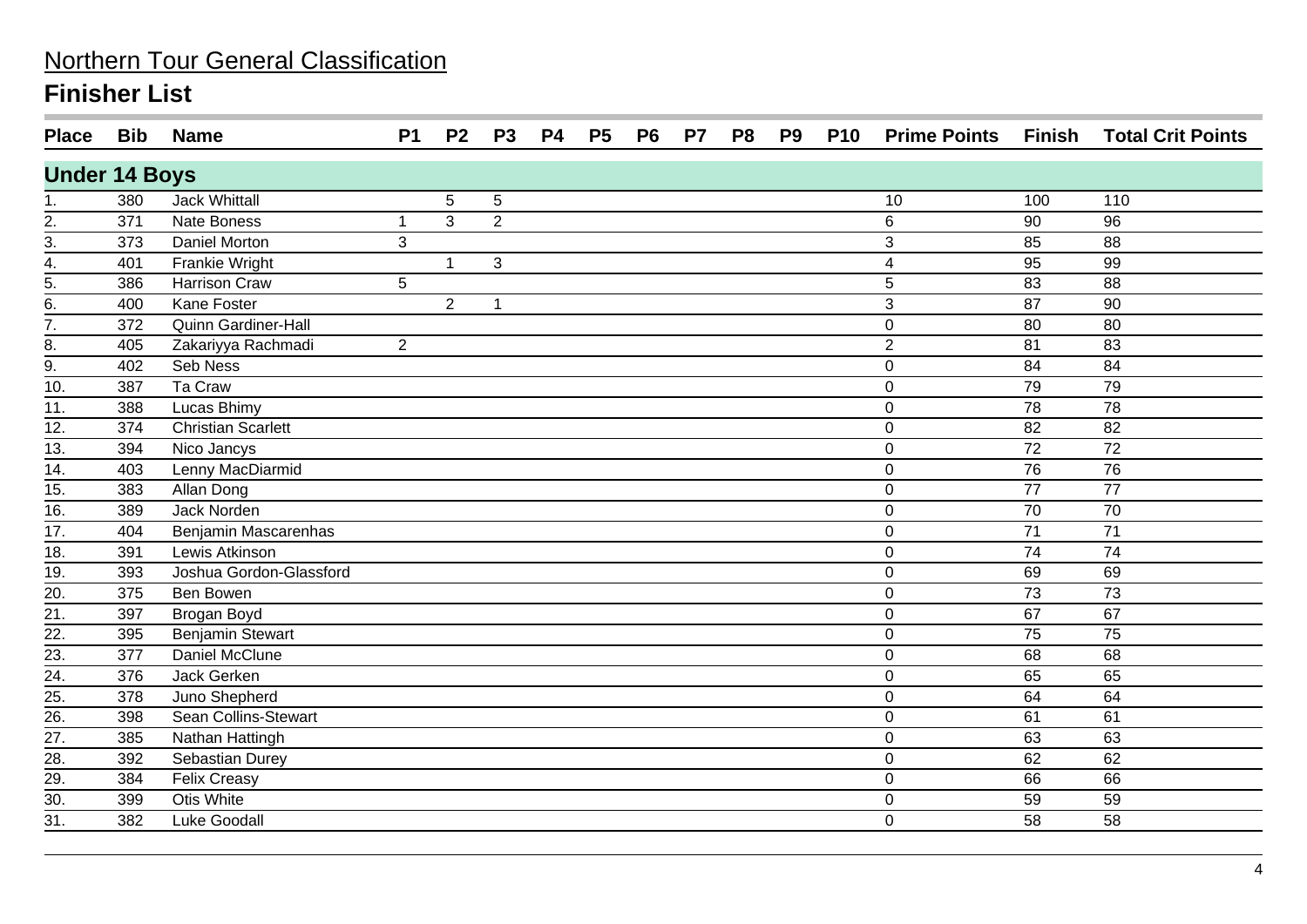# Northern Tour General Classification

## Finisher List

| Place | Bib | Name | P1 | P2 | P3 | P4 | P5 | P6 | P7 | P8 | P9 | P10 | Prime Points | Finish | Total Crit Points |
|---|---|---|---|---|---|---|---|---|---|---|---|---|---|---|---|
| **Under 14 Boys** | | | | | | | | | | | | | | | |
| 1. | 380 | Jack Whittall | | 5 | 5 | | | | | | | | 10 | 100 | 110 |
| 2. | 371 | Nate Boness | 1 | 3 | 2 | | | | | | | | 6 | 90 | 96 |
| 3. | 373 | Daniel Morton | 3 | | | | | | | | | | 3 | 85 | 88 |
| 4. | 401 | Frankie Wright | | 1 | 3 | | | | | | | | 4 | 95 | 99 |
| 5. | 386 | Harrison Craw | 5 | | | | | | | | | | 5 | 83 | 88 |
| 6. | 400 | Kane Foster | | 2 | 1 | | | | | | | | 3 | 87 | 90 |
| 7. | 372 | Quinn Gardiner-Hall | | | | | | | | | | | 0 | 80 | 80 |
| 8. | 405 | Zakariyya Rachmadi | 2 | | | | | | | | | | 2 | 81 | 83 |
| 9. | 402 | Seb Ness | | | | | | | | | | | 0 | 84 | 84 |
| 10. | 387 | Ta Craw | | | | | | | | | | | 0 | 79 | 79 |
| 11. | 388 | Lucas Bhimy | | | | | | | | | | | 0 | 78 | 78 |
| 12. | 374 | Christian Scarlett | | | | | | | | | | | 0 | 82 | 82 |
| 13. | 394 | Nico Jancys | | | | | | | | | | | 0 | 72 | 72 |
| 14. | 403 | Lenny MacDiarmid | | | | | | | | | | | 0 | 76 | 76 |
| 15. | 383 | Allan Dong | | | | | | | | | | | 0 | 77 | 77 |
| 16. | 389 | Jack Norden | | | | | | | | | | | 0 | 70 | 70 |
| 17. | 404 | Benjamin Mascarenhas | | | | | | | | | | | 0 | 71 | 71 |
| 18. | 391 | Lewis Atkinson | | | | | | | | | | | 0 | 74 | 74 |
| 19. | 393 | Joshua Gordon-Glassford | | | | | | | | | | | 0 | 69 | 69 |
| 20. | 375 | Ben Bowen | | | | | | | | | | | 0 | 73 | 73 |
| 21. | 397 | Brogan Boyd | | | | | | | | | | | 0 | 67 | 67 |
| 22. | 395 | Benjamin Stewart | | | | | | | | | | | 0 | 75 | 75 |
| 23. | 377 | Daniel McClune | | | | | | | | | | | 0 | 68 | 68 |
| 24. | 376 | Jack Gerken | | | | | | | | | | | 0 | 65 | 65 |
| 25. | 378 | Juno Shepherd | | | | | | | | | | | 0 | 64 | 64 |
| 26. | 398 | Sean Collins-Stewart | | | | | | | | | | | 0 | 61 | 61 |
| 27. | 385 | Nathan Hattingh | | | | | | | | | | | 0 | 63 | 63 |
| 28. | 392 | Sebastian Durey | | | | | | | | | | | 0 | 62 | 62 |
| 29. | 384 | Felix Creasy | | | | | | | | | | | 0 | 66 | 66 |
| 30. | 399 | Otis White | | | | | | | | | | | 0 | 59 | 59 |
| 31. | 382 | Luke Goodall | | | | | | | | | | | 0 | 58 | 58 |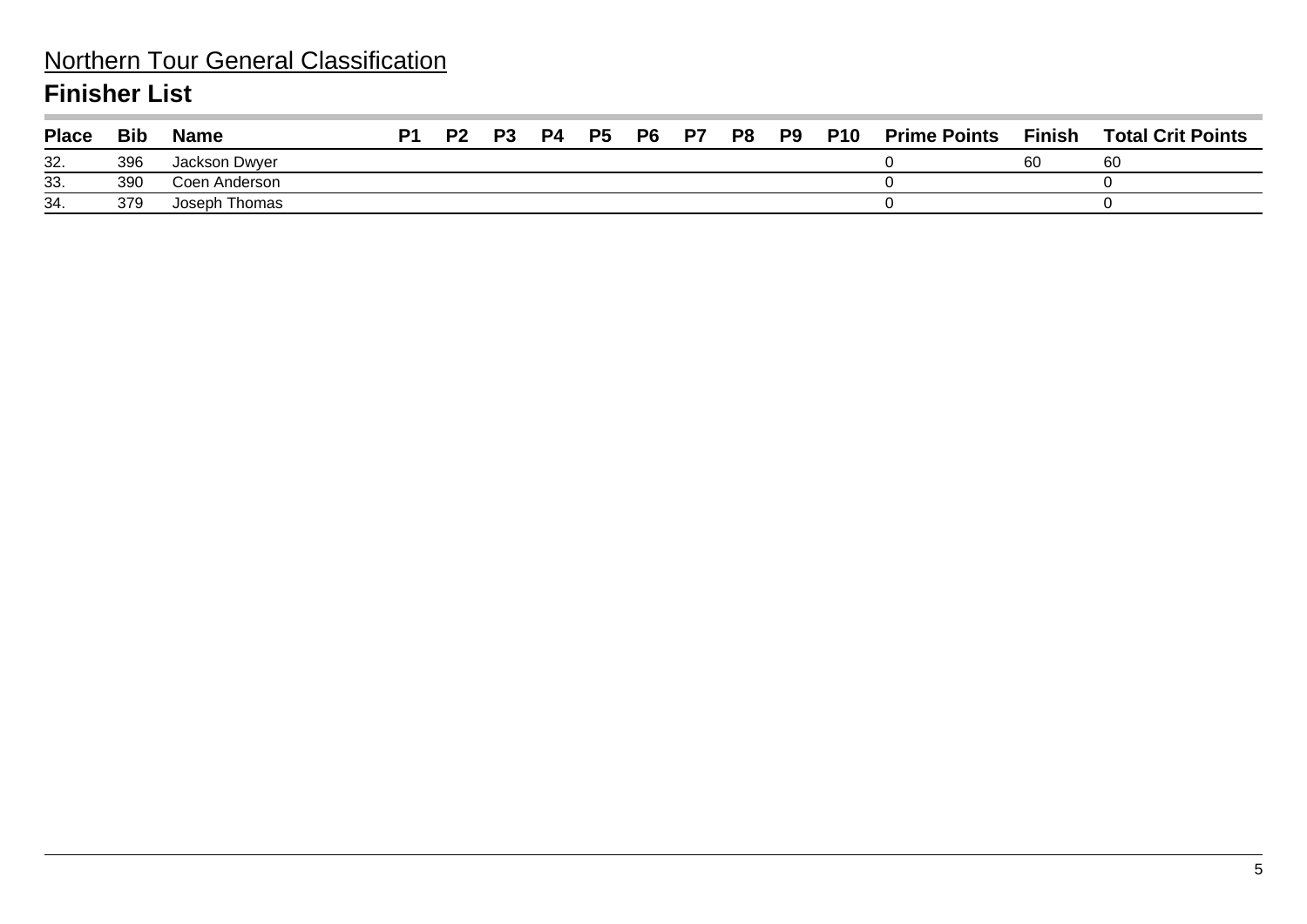Northern Tour General Classification

## Finisher List

| Place | Bib | Name | P1 | P2 | P3 | P4 | P5 | P6 | P7 | P8 | P9 | P10 | Prime Points | Finish | Total Crit Points |
|---|---|---|---|---|---|---|---|---|---|---|---|---|---|---|---|
| 32. | 396 | Jackson Dwyer | | | | | | | | | | | 0 | 60 | 60 |
| 33. | 390 | Coen Anderson | | | | | | | | | | | 0 | | 0 |
| 34. | 379 | Joseph Thomas | | | | | | | | | | | 0 | | 0 |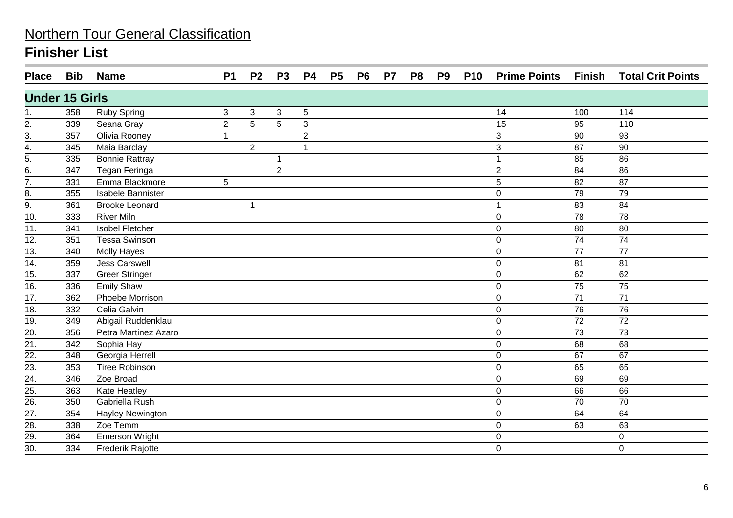# Northern Tour General Classification

## Finisher List

| Place | Bib | Name | P1 | P2 | P3 | P4 | P5 | P6 | P7 | P8 | P9 | P10 | Prime Points | Finish | Total Crit Points |
|---|---|---|---|---|---|---|---|---|---|---|---|---|---|---|---|
| **Under 15 Girls** | | | | | | | | | | | | | | | |
| 1. | 358 | Ruby Spring | 3 | 3 | 3 | 5 | | | | | | | 14 | 100 | 114 |
| 2. | 339 | Seana Gray | 2 | 5 | 5 | 3 | | | | | | | 15 | 95 | 110 |
| 3. | 357 | Olivia Rooney | 1 | | | 2 | | | | | | | 3 | 90 | 93 |
| 4. | 345 | Maia Barclay | | 2 | | 1 | | | | | | | 3 | 87 | 90 |
| 5. | 335 | Bonnie Rattray | | | 1 | | | | | | | | 1 | 85 | 86 |
| 6. | 347 | Tegan Feringa | | | 2 | | | | | | | | 2 | 84 | 86 |
| 7. | 331 | Emma Blackmore | 5 | | | | | | | | | | 5 | 82 | 87 |
| 8. | 355 | Isabele Bannister | | | | | | | | | | | 0 | 79 | 79 |
| 9. | 361 | Brooke Leonard | | 1 | | | | | | | | | 1 | 83 | 84 |
| 10. | 333 | River Miln | | | | | | | | | | | 0 | 78 | 78 |
| 11. | 341 | Isobel Fletcher | | | | | | | | | | | 0 | 80 | 80 |
| 12. | 351 | Tessa Swinson | | | | | | | | | | | 0 | 74 | 74 |
| 13. | 340 | Molly Hayes | | | | | | | | | | | 0 | 77 | 77 |
| 14. | 359 | Jess Carswell | | | | | | | | | | | 0 | 81 | 81 |
| 15. | 337 | Greer Stringer | | | | | | | | | | | 0 | 62 | 62 |
| 16. | 336 | Emily Shaw | | | | | | | | | | | 0 | 75 | 75 |
| 17. | 362 | Phoebe Morrison | | | | | | | | | | | 0 | 71 | 71 |
| 18. | 332 | Celia Galvin | | | | | | | | | | | 0 | 76 | 76 |
| 19. | 349 | Abigail Ruddenklau | | | | | | | | | | | 0 | 72 | 72 |
| 20. | 356 | Petra Martinez Azaro | | | | | | | | | | | 0 | 73 | 73 |
| 21. | 342 | Sophia Hay | | | | | | | | | | | 0 | 68 | 68 |
| 22. | 348 | Georgia Herrell | | | | | | | | | | | 0 | 67 | 67 |
| 23. | 353 | Tiree Robinson | | | | | | | | | | | 0 | 65 | 65 |
| 24. | 346 | Zoe Broad | | | | | | | | | | | 0 | 69 | 69 |
| 25. | 363 | Kate Heatley | | | | | | | | | | | 0 | 66 | 66 |
| 26. | 350 | Gabriella Rush | | | | | | | | | | | 0 | 70 | 70 |
| 27. | 354 | Hayley Newington | | | | | | | | | | | 0 | 64 | 64 |
| 28. | 338 | Zoe Temm | | | | | | | | | | | 0 | 63 | 63 |
| 29. | 364 | Emerson Wright | | | | | | | | | | | 0 | | 0 |
| 30. | 334 | Frederik Rajotte | | | | | | | | | | | 0 | | 0 |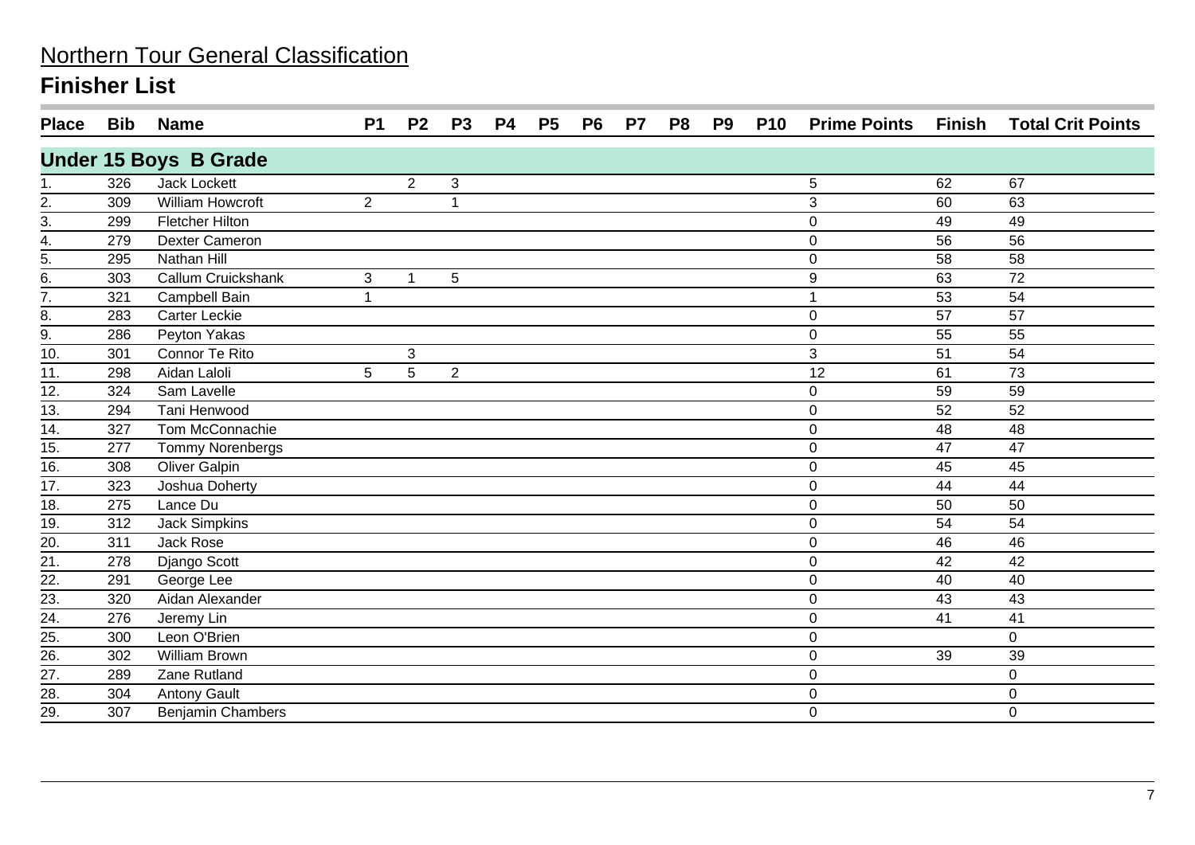# Northern Tour General Classification

## Finisher List

| Place | Bib | Name | P1 | P2 | P3 | P4 | P5 | P6 | P7 | P8 | P9 | P10 | Prime Points | Finish | Total Crit Points |
|---|---|---|---|---|---|---|---|---|---|---|---|---|---|---|---|
| **Under 15 Boys B Grade** | | | | | | | | | | | | | | | |
| 1. | 326 | Jack Lockett | | 2 | 3 | | | | | | | | 5 | 62 | 67 |
| 2. | 309 | William Howcroft | 2 | | 1 | | | | | | | | 3 | 60 | 63 |
| 3. | 299 | Fletcher Hilton | | | | | | | | | | | 0 | 49 | 49 |
| 4. | 279 | Dexter Cameron | | | | | | | | | | | 0 | 56 | 56 |
| 5. | 295 | Nathan Hill | | | | | | | | | | | 0 | 58 | 58 |
| 6. | 303 | Callum Cruickshank | 3 | 1 | 5 | | | | | | | | 9 | 63 | 72 |
| 7. | 321 | Campbell Bain | 1 | | | | | | | | | | 1 | 53 | 54 |
| 8. | 283 | Carter Leckie | | | | | | | | | | | 0 | 57 | 57 |
| 9. | 286 | Peyton Yakas | | | | | | | | | | | 0 | 55 | 55 |
| 10. | 301 | Connor Te Rito | | 3 | | | | | | | | | 3 | 51 | 54 |
| 11. | 298 | Aidan Laloli | 5 | 5 | 2 | | | | | | | | 12 | 61 | 73 |
| 12. | 324 | Sam Lavelle | | | | | | | | | | | 0 | 59 | 59 |
| 13. | 294 | Tani Henwood | | | | | | | | | | | 0 | 52 | 52 |
| 14. | 327 | Tom McConnachie | | | | | | | | | | | 0 | 48 | 48 |
| 15. | 277 | Tommy Norenbergs | | | | | | | | | | | 0 | 47 | 47 |
| 16. | 308 | Oliver Galpin | | | | | | | | | | | 0 | 45 | 45 |
| 17. | 323 | Joshua Doherty | | | | | | | | | | | 0 | 44 | 44 |
| 18. | 275 | Lance Du | | | | | | | | | | | 0 | 50 | 50 |
| 19. | 312 | Jack Simpkins | | | | | | | | | | | 0 | 54 | 54 |
| 20. | 311 | Jack Rose | | | | | | | | | | | 0 | 46 | 46 |
| 21. | 278 | Django Scott | | | | | | | | | | | 0 | 42 | 42 |
| 22. | 291 | George Lee | | | | | | | | | | | 0 | 40 | 40 |
| 23. | 320 | Aidan Alexander | | | | | | | | | | | 0 | 43 | 43 |
| 24. | 276 | Jeremy Lin | | | | | | | | | | | 0 | 41 | 41 |
| 25. | 300 | Leon O'Brien | | | | | | | | | | | 0 | | 0 |
| 26. | 302 | William Brown | | | | | | | | | | | 0 | 39 | 39 |
| 27. | 289 | Zane Rutland | | | | | | | | | | | 0 | | 0 |
| 28. | 304 | Antony Gault | | | | | | | | | | | 0 | | 0 |
| 29. | 307 | Benjamin Chambers | | | | | | | | | | | 0 | | 0 |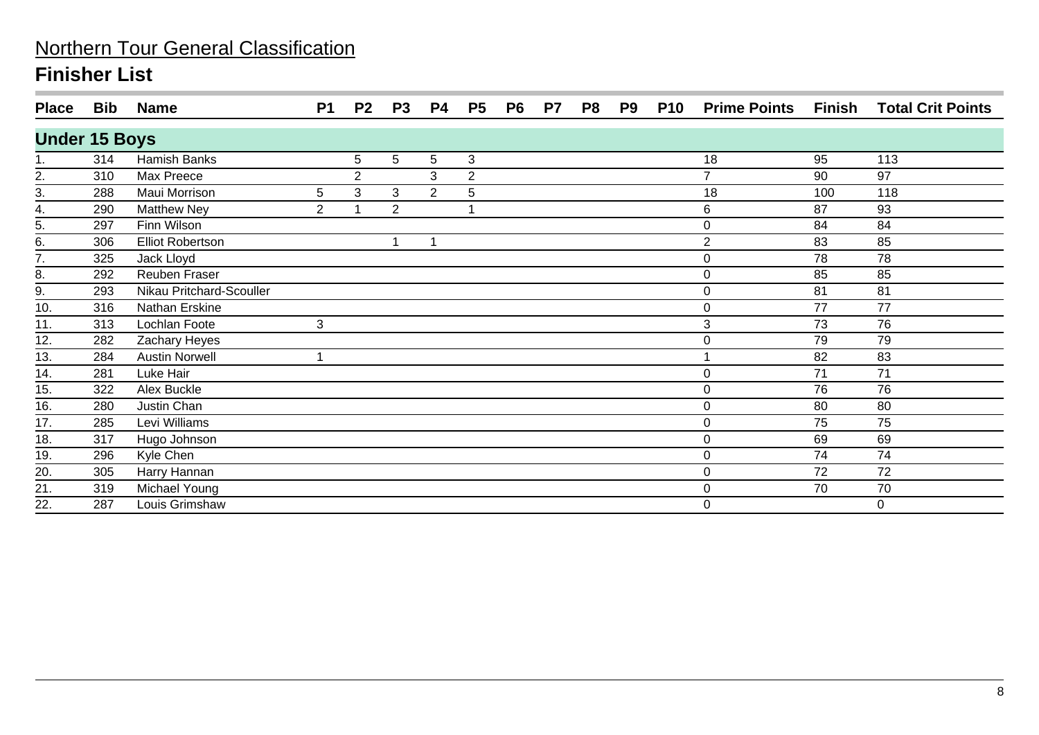# Northern Tour General Classification

## Finisher List

| Place | Bib | Name | P1 | P2 | P3 | P4 | P5 | P6 | P7 | P8 | P9 | P10 | Prime Points | Finish | Total Crit Points |
|---|---|---|---|---|---|---|---|---|---|---|---|---|---|---|---|
| **Under 15 Boys** | | | | | | | | | | | | | | | |
| 1. | 314 | Hamish Banks | | 5 | 5 | 5 | 3 | | | | | | 18 | 95 | 113 |
| 2. | 310 | Max Preece | | 2 | | 3 | 2 | | | | | | 7 | 90 | 97 |
| 3. | 288 | Maui Morrison | 5 | 3 | 3 | 2 | 5 | | | | | | 18 | 100 | 118 |
| 4. | 290 | Matthew Ney | 2 | 1 | 2 | | 1 | | | | | | 6 | 87 | 93 |
| 5. | 297 | Finn Wilson | | | | | | | | | | | 0 | 84 | 84 |
| 6. | 306 | Elliot Robertson | | | 1 | 1 | | | | | | | 2 | 83 | 85 |
| 7. | 325 | Jack Lloyd | | | | | | | | | | | 0 | 78 | 78 |
| 8. | 292 | Reuben Fraser | | | | | | | | | | | 0 | 85 | 85 |
| 9. | 293 | Nikau Pritchard-Scouller | | | | | | | | | | | 0 | 81 | 81 |
| 10. | 316 | Nathan Erskine | | | | | | | | | | | 0 | 77 | 77 |
| 11. | 313 | Lochlan Foote | 3 | | | | | | | | | | 3 | 73 | 76 |
| 12. | 282 | Zachary Heyes | | | | | | | | | | | 0 | 79 | 79 |
| 13. | 284 | Austin Norwell | 1 | | | | | | | | | | 1 | 82 | 83 |
| 14. | 281 | Luke Hair | | | | | | | | | | | 0 | 71 | 71 |
| 15. | 322 | Alex Buckle | | | | | | | | | | | 0 | 76 | 76 |
| 16. | 280 | Justin Chan | | | | | | | | | | | 0 | 80 | 80 |
| 17. | 285 | Levi Williams | | | | | | | | | | | 0 | 75 | 75 |
| 18. | 317 | Hugo Johnson | | | | | | | | | | | 0 | 69 | 69 |
| 19. | 296 | Kyle Chen | | | | | | | | | | | 0 | 74 | 74 |
| 20. | 305 | Harry Hannan | | | | | | | | | | | 0 | 72 | 72 |
| 21. | 319 | Michael Young | | | | | | | | | | | 0 | 70 | 70 |
| 22. | 287 | Louis Grimshaw | | | | | | | | | | | 0 | | 0 |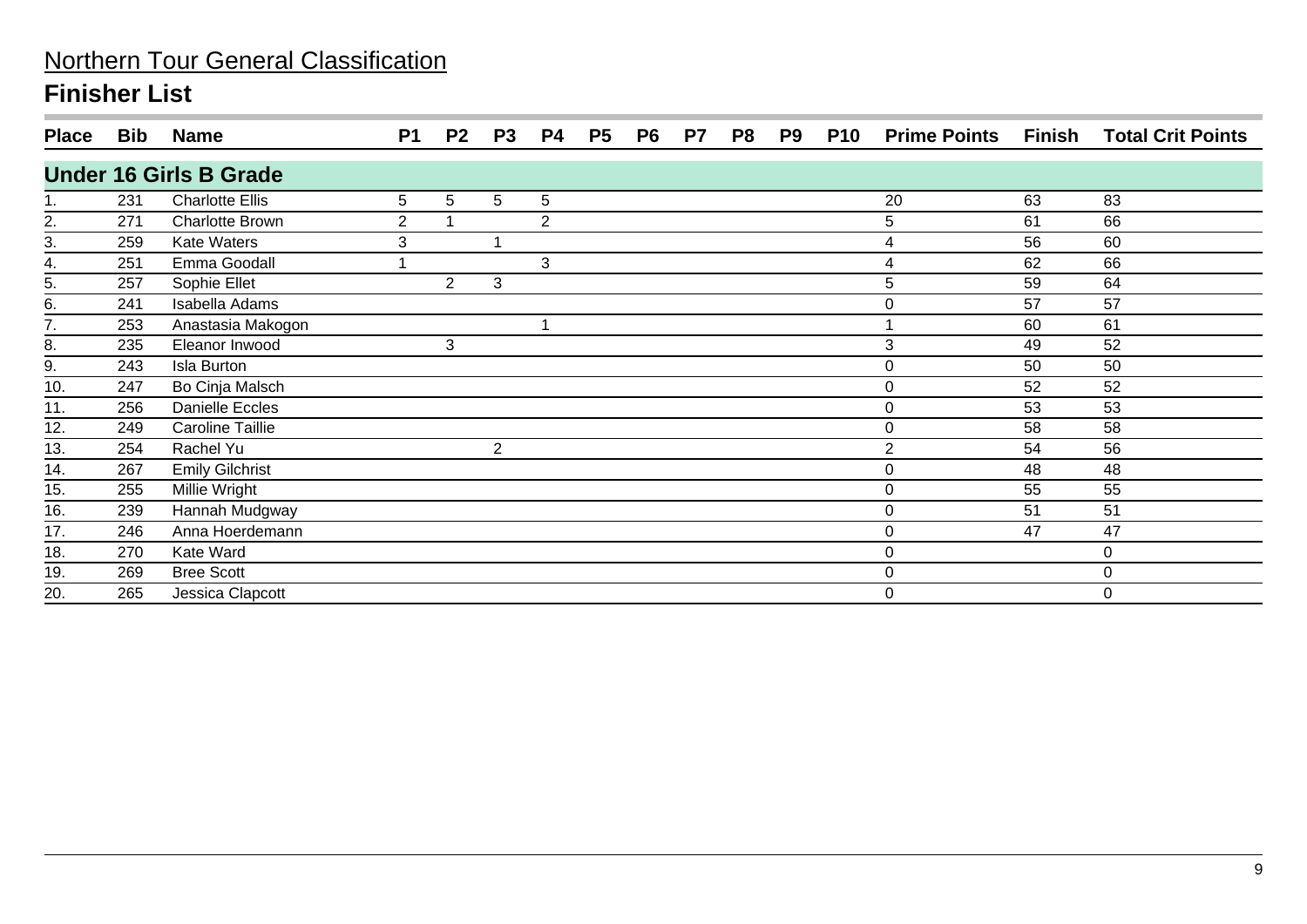# Northern Tour General Classification

## Finisher List

| Place | Bib | Name | P1 | P2 | P3 | P4 | P5 | P6 | P7 | P8 | P9 | P10 | Prime Points | Finish | Total Crit Points |
|---|---|---|---|---|---|---|---|---|---|---|---|---|---|---|---|
| **Under 16 Girls B Grade** | | | | | | | | | | | | | | | |
| 1. | 231 | Charlotte Ellis | 5 | 5 | 5 | 5 | | | | | | | 20 | 63 | 83 |
| 2. | 271 | Charlotte Brown | 2 | 1 | | 2 | | | | | | | 5 | 61 | 66 |
| 3. | 259 | Kate Waters | 3 | | 1 | | | | | | | | 4 | 56 | 60 |
| 4. | 251 | Emma Goodall | 1 | | | 3 | | | | | | | 4 | 62 | 66 |
| 5. | 257 | Sophie Ellet | | 2 | 3 | | | | | | | | 5 | 59 | 64 |
| 6. | 241 | Isabella Adams | | | | | | | | | | | 0 | 57 | 57 |
| 7. | 253 | Anastasia Makogon | | | | 1 | | | | | | | 1 | 60 | 61 |
| 8. | 235 | Eleanor Inwood | | 3 | | | | | | | | | 3 | 49 | 52 |
| 9. | 243 | Isla Burton | | | | | | | | | | | 0 | 50 | 50 |
| 10. | 247 | Bo Cinja Malsch | | | | | | | | | | | 0 | 52 | 52 |
| 11. | 256 | Danielle Eccles | | | | | | | | | | | 0 | 53 | 53 |
| 12. | 249 | Caroline Taillie | | | | | | | | | | | 0 | 58 | 58 |
| 13. | 254 | Rachel Yu | | | 2 | | | | | | | | 2 | 54 | 56 |
| 14. | 267 | Emily Gilchrist | | | | | | | | | | | 0 | 48 | 48 |
| 15. | 255 | Millie Wright | | | | | | | | | | | 0 | 55 | 55 |
| 16. | 239 | Hannah Mudgway | | | | | | | | | | | 0 | 51 | 51 |
| 17. | 246 | Anna Hoerdemann | | | | | | | | | | | 0 | 47 | 47 |
| 18. | 270 | Kate Ward | | | | | | | | | | | 0 | | 0 |
| 19. | 269 | Bree Scott | | | | | | | | | | | 0 | | 0 |
| 20. | 265 | Jessica Clapcott | | | | | | | | | | | 0 | | 0 |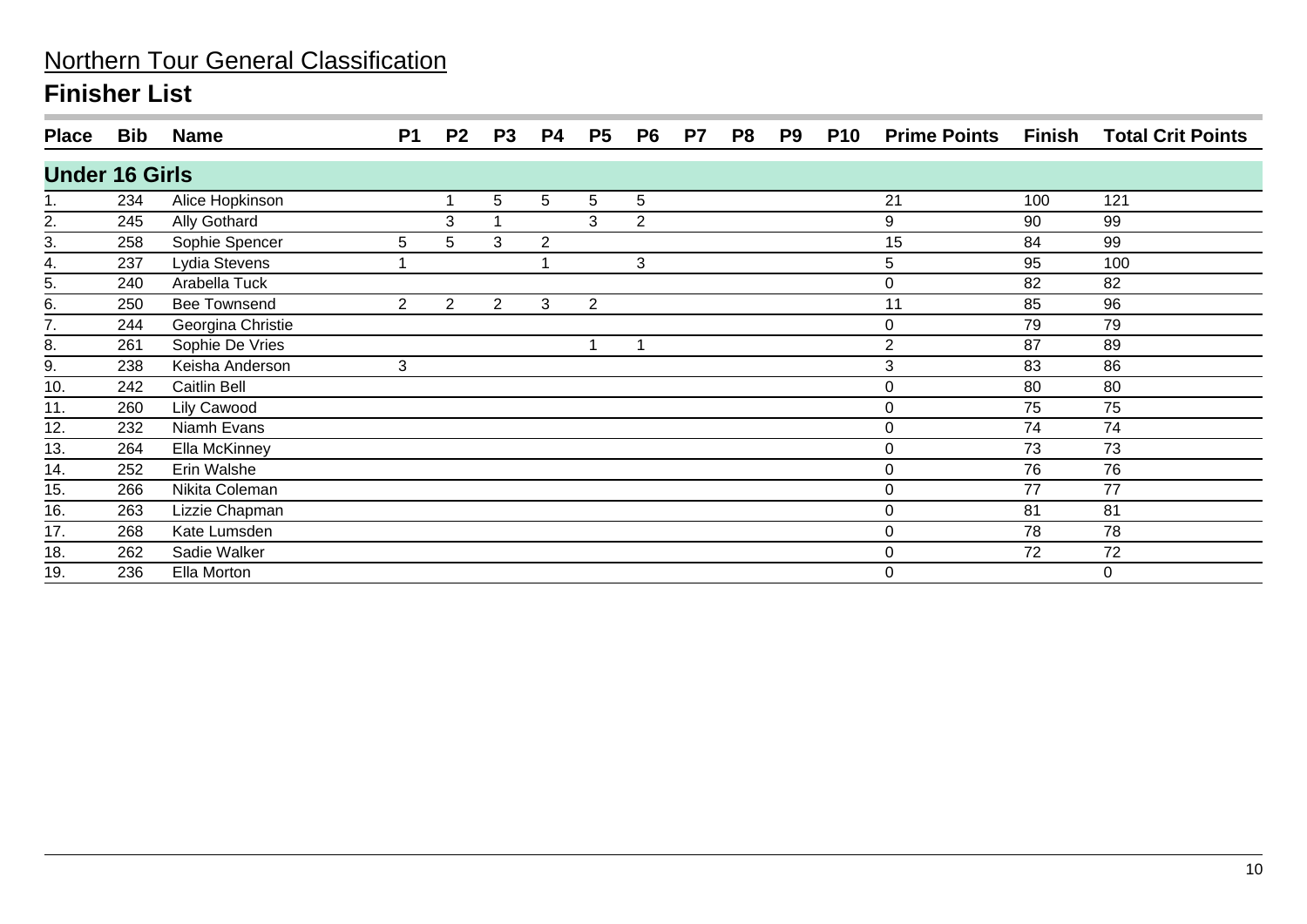# Northern Tour General Classification

## Finisher List

| Place | Bib | Name | P1 | P2 | P3 | P4 | P5 | P6 | P7 | P8 | P9 | P10 | Prime Points | Finish | Total Crit Points |
|---|---|---|---|---|---|---|---|---|---|---|---|---|---|---|---|
| **Under 16 Girls** | | | | | | | | | | | | | | | |
| 1. | 234 | Alice Hopkinson | | 1 | 5 | 5 | 5 | 5 | | | | | 21 | 100 | 121 |
| 2. | 245 | Ally Gothard | | 3 | 1 | | 3 | 2 | | | | | 9 | 90 | 99 |
| 3. | 258 | Sophie Spencer | 5 | 5 | 3 | 2 | | | | | | | 15 | 84 | 99 |
| 4. | 237 | Lydia Stevens | 1 | | | 1 | | 3 | | | | | 5 | 95 | 100 |
| 5. | 240 | Arabella Tuck | | | | | | | | | | | 0 | 82 | 82 |
| 6. | 250 | Bee Townsend | 2 | 2 | 2 | 3 | 2 | | | | | | 11 | 85 | 96 |
| 7. | 244 | Georgina Christie | | | | | | | | | | | 0 | 79 | 79 |
| 8. | 261 | Sophie De Vries | | | | | 1 | 1 | | | | | 2 | 87 | 89 |
| 9. | 238 | Keisha Anderson | 3 | | | | | | | | | | 3 | 83 | 86 |
| 10. | 242 | Caitlin Bell | | | | | | | | | | | 0 | 80 | 80 |
| 11. | 260 | Lily Cawood | | | | | | | | | | | 0 | 75 | 75 |
| 12. | 232 | Niamh Evans | | | | | | | | | | | 0 | 74 | 74 |
| 13. | 264 | Ella McKinney | | | | | | | | | | | 0 | 73 | 73 |
| 14. | 252 | Erin Walshe | | | | | | | | | | | 0 | 76 | 76 |
| 15. | 266 | Nikita Coleman | | | | | | | | | | | 0 | 77 | 77 |
| 16. | 263 | Lizzie Chapman | | | | | | | | | | | 0 | 81 | 81 |
| 17. | 268 | Kate Lumsden | | | | | | | | | | | 0 | 78 | 78 |
| 18. | 262 | Sadie Walker | | | | | | | | | | | 0 | 72 | 72 |
| 19. | 236 | Ella Morton | | | | | | | | | | | 0 | | 0 |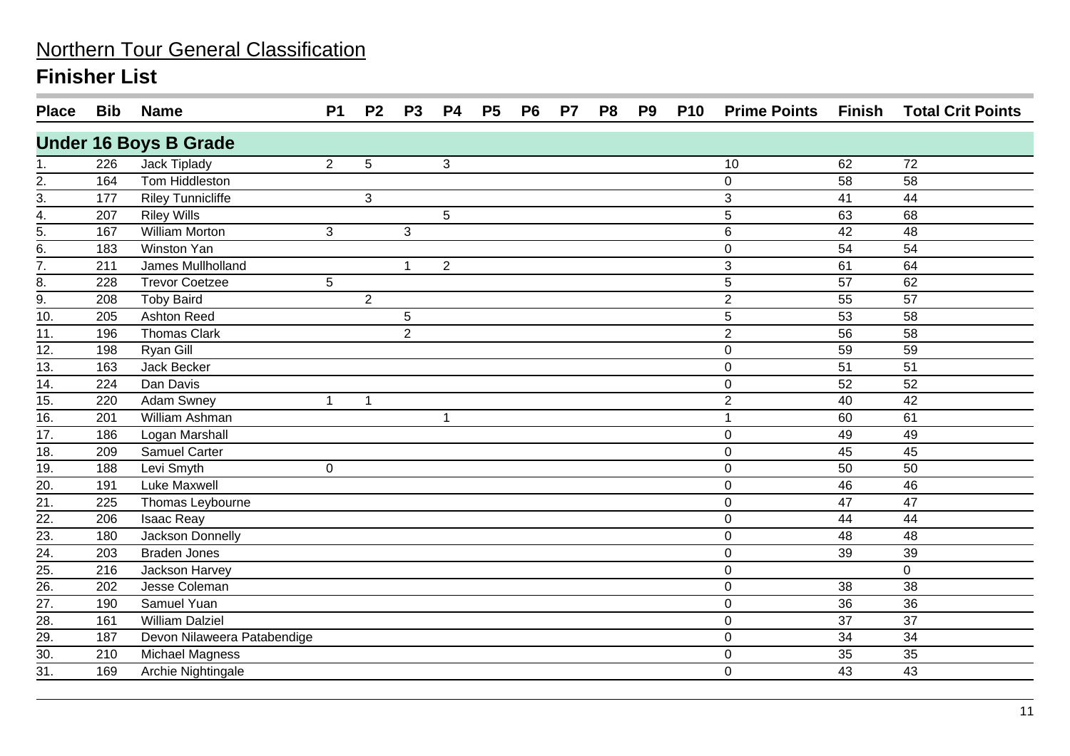# Northern Tour General Classification

## Finisher List

| Place | Bib | Name | P1 | P2 | P3 | P4 | P5 | P6 | P7 | P8 | P9 | P10 | Prime Points | Finish | Total Crit Points |
|---|---|---|---|---|---|---|---|---|---|---|---|---|---|---|---|
| **Under 16 Boys B Grade** | | | | | | | | | | | | | | | |
| 1. | 226 | Jack Tiplady | 2 | 5 | | 3 | | | | | | | 10 | 62 | 72 |
| 2. | 164 | Tom Hiddleston | | | | | | | | | | | 0 | 58 | 58 |
| 3. | 177 | Riley Tunnicliffe | | 3 | | | | | | | | | 3 | 41 | 44 |
| 4. | 207 | Riley Wills | | | | 5 | | | | | | | 5 | 63 | 68 |
| 5. | 167 | William Morton | 3 | | 3 | | | | | | | | 6 | 42 | 48 |
| 6. | 183 | Winston Yan | | | | | | | | | | | 0 | 54 | 54 |
| 7. | 211 | James Mullholland | | | 1 | 2 | | | | | | | 3 | 61 | 64 |
| 8. | 228 | Trevor Coetzee | 5 | | | | | | | | | | 5 | 57 | 62 |
| 9. | 208 | Toby Baird | | 2 | | | | | | | | | 2 | 55 | 57 |
| 10. | 205 | Ashton Reed | | | 5 | | | | | | | | 5 | 53 | 58 |
| 11. | 196 | Thomas Clark | | | 2 | | | | | | | | 2 | 56 | 58 |
| 12. | 198 | Ryan Gill | | | | | | | | | | | 0 | 59 | 59 |
| 13. | 163 | Jack Becker | | | | | | | | | | | 0 | 51 | 51 |
| 14. | 224 | Dan Davis | | | | | | | | | | | 0 | 52 | 52 |
| 15. | 220 | Adam Swney | 1 | 1 | | | | | | | | | 2 | 40 | 42 |
| 16. | 201 | William Ashman | | | | 1 | | | | | | | 1 | 60 | 61 |
| 17. | 186 | Logan Marshall | | | | | | | | | | | 0 | 49 | 49 |
| 18. | 209 | Samuel Carter | | | | | | | | | | | 0 | 45 | 45 |
| 19. | 188 | Levi Smyth | 0 | | | | | | | | | | 0 | 50 | 50 |
| 20. | 191 | Luke Maxwell | | | | | | | | | | | 0 | 46 | 46 |
| 21. | 225 | Thomas Leybourne | | | | | | | | | | | 0 | 47 | 47 |
| 22. | 206 | Isaac Reay | | | | | | | | | | | 0 | 44 | 44 |
| 23. | 180 | Jackson Donnelly | | | | | | | | | | | 0 | 48 | 48 |
| 24. | 203 | Braden Jones | | | | | | | | | | | 0 | 39 | 39 |
| 25. | 216 | Jackson Harvey | | | | | | | | | | | 0 | | 0 |
| 26. | 202 | Jesse Coleman | | | | | | | | | | | 0 | 38 | 38 |
| 27. | 190 | Samuel Yuan | | | | | | | | | | | 0 | 36 | 36 |
| 28. | 161 | William Dalziel | | | | | | | | | | | 0 | 37 | 37 |
| 29. | 187 | Devon Nilaweera Patabendige | | | | | | | | | | | 0 | 34 | 34 |
| 30. | 210 | Michael Magness | | | | | | | | | | | 0 | 35 | 35 |
| 31. | 169 | Archie Nightingale | | | | | | | | | | | 0 | 43 | 43 |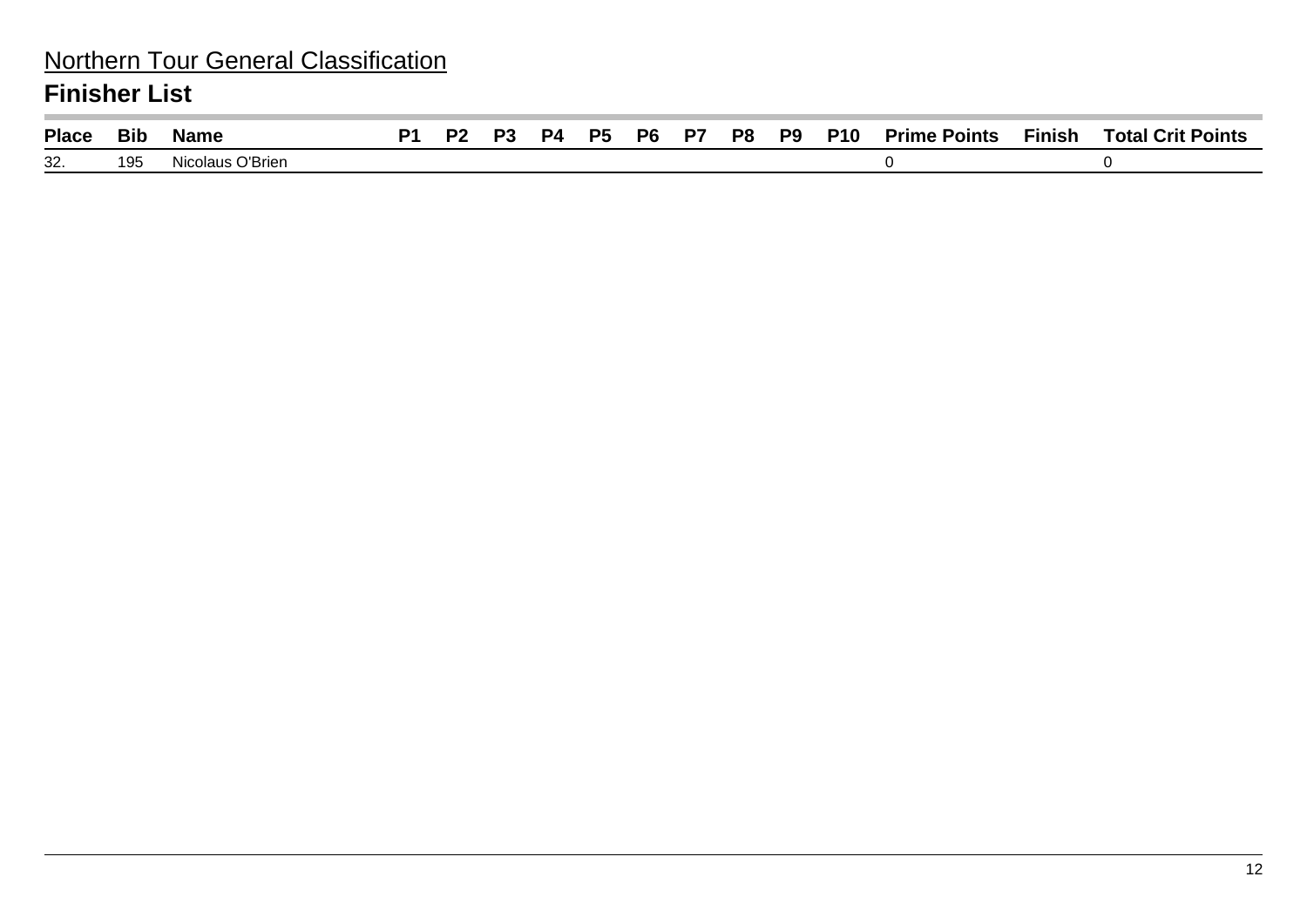Northern Tour General Classification

## Finisher List

| Place | Bib | Name | P1 | P2 | P3 | P4 | P5 | P6 | P7 | P8 | P9 | P10 | Prime Points | Finish | Total Crit Points |
|---|---|---|---|---|---|---|---|---|---|---|---|---|---|---|---|
| 32. | 195 | Nicolaus O'Brien | | | | | | | | | | | 0 | | 0 |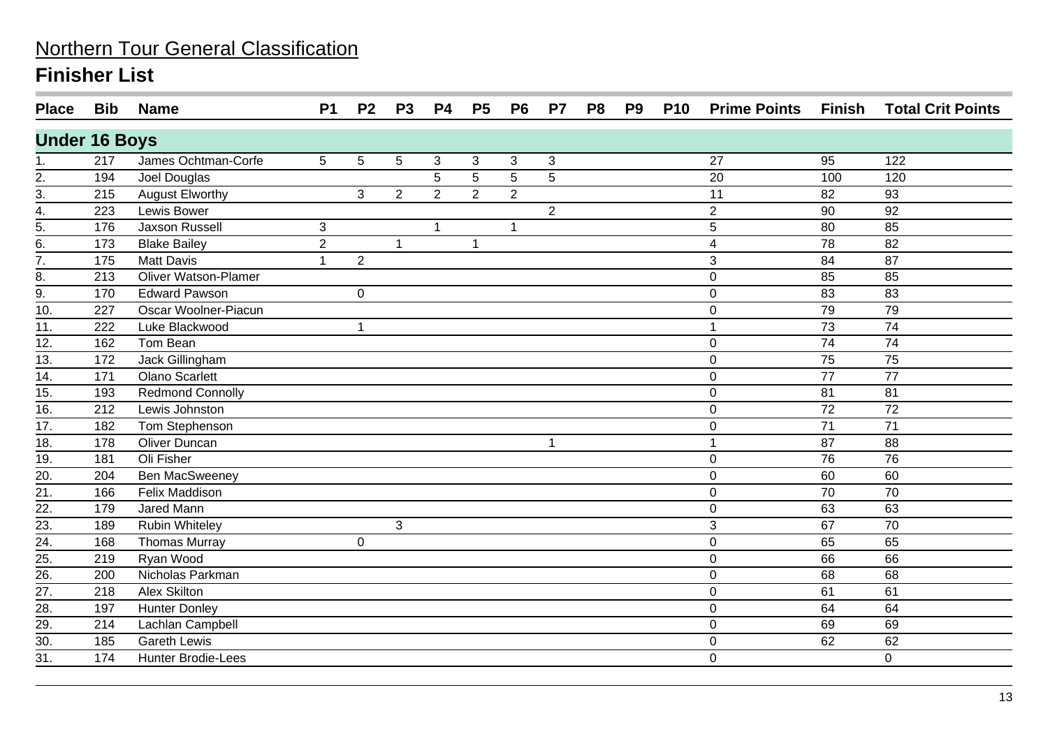# Northern Tour General Classification

## Finisher List

| Place | Bib | Name | P1 | P2 | P3 | P4 | P5 | P6 | P7 | P8 | P9 | P10 | Prime Points | Finish | Total Crit Points |
|---|---|---|---|---|---|---|---|---|---|---|---|---|---|---|---|
| **Under 16 Boys** | | | | | | | | | | | | | | | |
| 1. | 217 | James Ochtman-Corfe | 5 | 5 | 5 | 3 | 3 | 3 | 3 | | | | 27 | 95 | 122 |
| 2. | 194 | Joel Douglas | | | | 5 | 5 | 5 | 5 | | | | 20 | 100 | 120 |
| 3. | 215 | August Elworthy | | 3 | 2 | 2 | 2 | 2 | | | | | 11 | 82 | 93 |
| 4. | 223 | Lewis Bower | | | | | | | 2 | | | | 2 | 90 | 92 |
| 5. | 176 | Jaxson Russell | 3 | | | 1 | | 1 | | | | | 5 | 80 | 85 |
| 6. | 173 | Blake Bailey | 2 | | 1 | | 1 | | | | | | 4 | 78 | 82 |
| 7. | 175 | Matt Davis | 1 | 2 | | | | | | | | | 3 | 84 | 87 |
| 8. | 213 | Oliver Watson-Plamer | | | | | | | | | | | 0 | 85 | 85 |
| 9. | 170 | Edward Pawson | | 0 | | | | | | | | | 0 | 83 | 83 |
| 10. | 227 | Oscar Woolner-Piacun | | | | | | | | | | | 0 | 79 | 79 |
| 11. | 222 | Luke Blackwood | | 1 | | | | | | | | | 1 | 73 | 74 |
| 12. | 162 | Tom Bean | | | | | | | | | | | 0 | 74 | 74 |
| 13. | 172 | Jack Gillingham | | | | | | | | | | | 0 | 75 | 75 |
| 14. | 171 | Olano Scarlett | | | | | | | | | | | 0 | 77 | 77 |
| 15. | 193 | Redmond Connolly | | | | | | | | | | | 0 | 81 | 81 |
| 16. | 212 | Lewis Johnston | | | | | | | | | | | 0 | 72 | 72 |
| 17. | 182 | Tom Stephenson | | | | | | | | | | | 0 | 71 | 71 |
| 18. | 178 | Oliver Duncan | | | | | | | 1 | | | | 1 | 87 | 88 |
| 19. | 181 | Oli Fisher | | | | | | | | | | | 0 | 76 | 76 |
| 20. | 204 | Ben MacSweeney | | | | | | | | | | | 0 | 60 | 60 |
| 21. | 166 | Felix Maddison | | | | | | | | | | | 0 | 70 | 70 |
| 22. | 179 | Jared Mann | | | | | | | | | | | 0 | 63 | 63 |
| 23. | 189 | Rubin Whiteley | | | 3 | | | | | | | | 3 | 67 | 70 |
| 24. | 168 | Thomas Murray | | 0 | | | | | | | | | 0 | 65 | 65 |
| 25. | 219 | Ryan Wood | | | | | | | | | | | 0 | 66 | 66 |
| 26. | 200 | Nicholas Parkman | | | | | | | | | | | 0 | 68 | 68 |
| 27. | 218 | Alex Skilton | | | | | | | | | | | 0 | 61 | 61 |
| 28. | 197 | Hunter Donley | | | | | | | | | | | 0 | 64 | 64 |
| 29. | 214 | Lachlan Campbell | | | | | | | | | | | 0 | 69 | 69 |
| 30. | 185 | Gareth Lewis | | | | | | | | | | | 0 | 62 | 62 |
| 31. | 174 | Hunter Brodie-Lees | | | | | | | | | | | 0 | | 0 |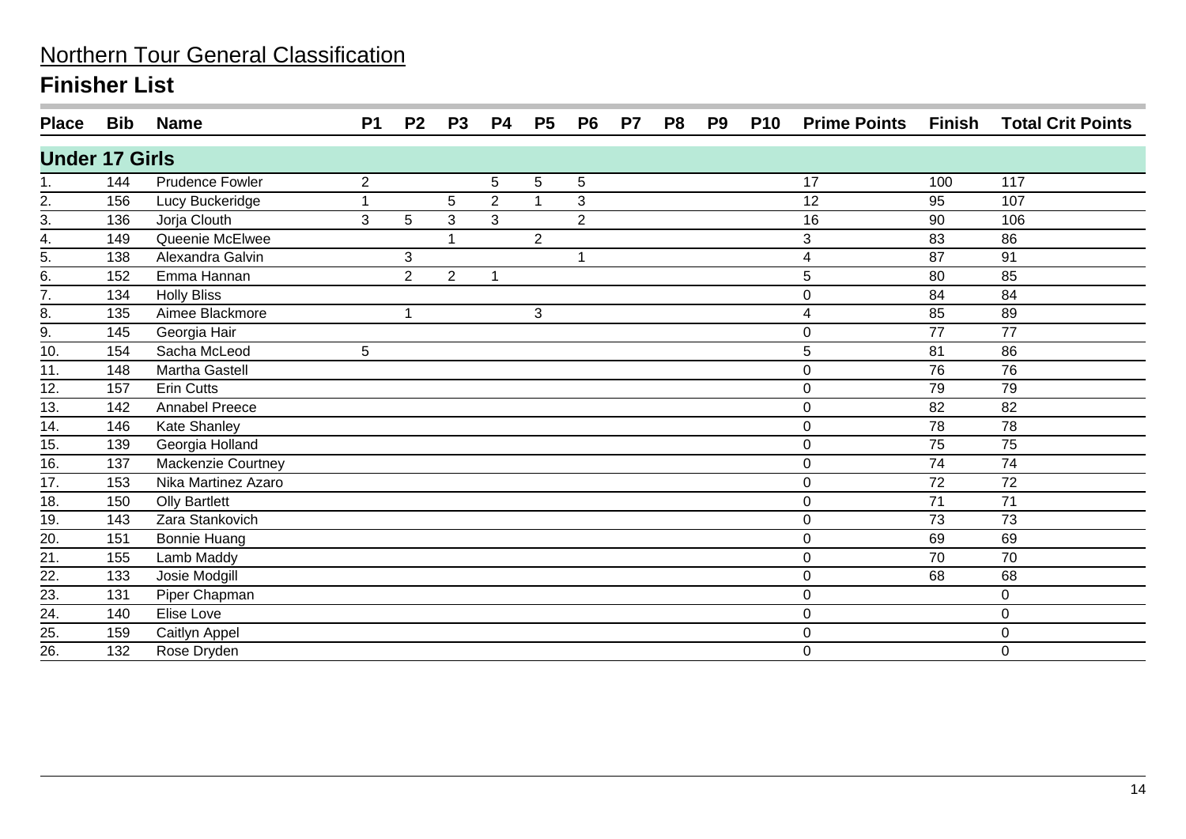# Northern Tour General Classification

## Finisher List

| Place | Bib | Name | P1 | P2 | P3 | P4 | P5 | P6 | P7 | P8 | P9 | P10 | Prime Points | Finish | Total Crit Points |
|---|---|---|---|---|---|---|---|---|---|---|---|---|---|---|---|
| **Under 17 Girls** | | | | | | | | | | | | | | | |
| 1. | 144 | Prudence Fowler | 2 | | | 5 | 5 | 5 | | | | | 17 | 100 | 117 |
| 2. | 156 | Lucy Buckeridge | 1 | | 5 | 2 | 1 | 3 | | | | | 12 | 95 | 107 |
| 3. | 136 | Jorja Clouth | 3 | 5 | 3 | 3 | | 2 | | | | | 16 | 90 | 106 |
| 4. | 149 | Queenie McElwee | | | 1 | | 2 | | | | | | 3 | 83 | 86 |
| 5. | 138 | Alexandra Galvin | | 3 | | | | 1 | | | | | 4 | 87 | 91 |
| 6. | 152 | Emma Hannan | | 2 | 2 | 1 | | | | | | | 5 | 80 | 85 |
| 7. | 134 | Holly Bliss | | | | | | | | | | | 0 | 84 | 84 |
| 8. | 135 | Aimee Blackmore | | 1 | | | 3 | | | | | | 4 | 85 | 89 |
| 9. | 145 | Georgia Hair | | | | | | | | | | | 0 | 77 | 77 |
| 10. | 154 | Sacha McLeod | 5 | | | | | | | | | | 5 | 81 | 86 |
| 11. | 148 | Martha Gastell | | | | | | | | | | | 0 | 76 | 76 |
| 12. | 157 | Erin Cutts | | | | | | | | | | | 0 | 79 | 79 |
| 13. | 142 | Annabel Preece | | | | | | | | | | | 0 | 82 | 82 |
| 14. | 146 | Kate Shanley | | | | | | | | | | | 0 | 78 | 78 |
| 15. | 139 | Georgia Holland | | | | | | | | | | | 0 | 75 | 75 |
| 16. | 137 | Mackenzie Courtney | | | | | | | | | | | 0 | 74 | 74 |
| 17. | 153 | Nika Martinez Azaro | | | | | | | | | | | 0 | 72 | 72 |
| 18. | 150 | Olly Bartlett | | | | | | | | | | | 0 | 71 | 71 |
| 19. | 143 | Zara Stankovich | | | | | | | | | | | 0 | 73 | 73 |
| 20. | 151 | Bonnie Huang | | | | | | | | | | | 0 | 69 | 69 |
| 21. | 155 | Lamb Maddy | | | | | | | | | | | 0 | 70 | 70 |
| 22. | 133 | Josie Modgill | | | | | | | | | | | 0 | 68 | 68 |
| 23. | 131 | Piper Chapman | | | | | | | | | | | 0 | | 0 |
| 24. | 140 | Elise Love | | | | | | | | | | | 0 | | 0 |
| 25. | 159 | Caitlyn Appel | | | | | | | | | | | 0 | | 0 |
| 26. | 132 | Rose Dryden | | | | | | | | | | | 0 | | 0 |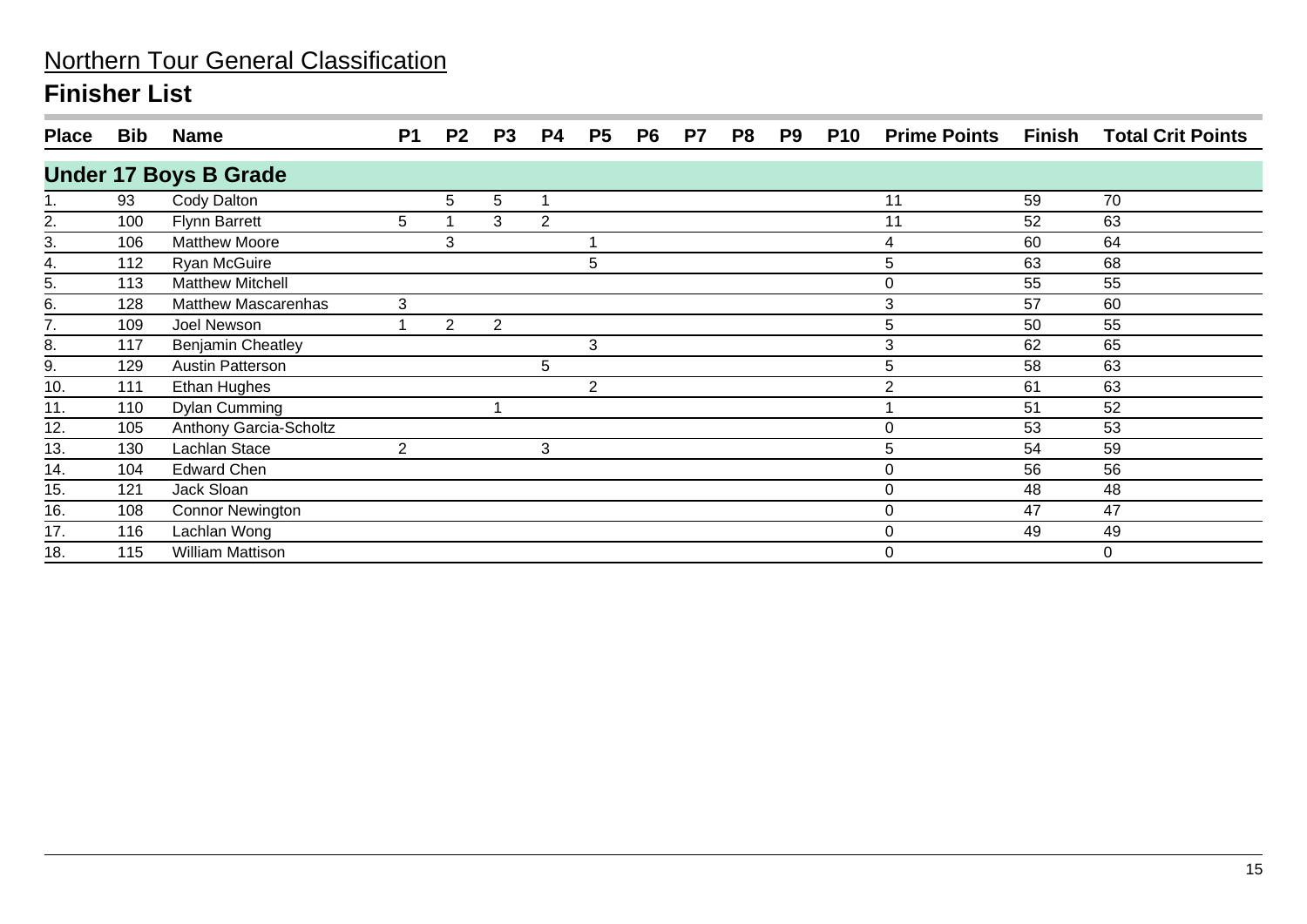# Northern Tour General Classification

## Finisher List

| Place | Bib | Name | P1 | P2 | P3 | P4 | P5 | P6 | P7 | P8 | P9 | P10 | Prime Points | Finish | Total Crit Points |
|---|---|---|---|---|---|---|---|---|---|---|---|---|---|---|---|
| **Under 17 Boys B Grade** | | | | | | | | | | | | | | | |
| 1. | 93 | Cody Dalton | | 5 | 5 | 1 | | | | | | | 11 | 59 | 70 |
| 2. | 100 | Flynn Barrett | 5 | 1 | 3 | 2 | | | | | | | 11 | 52 | 63 |
| 3. | 106 | Matthew Moore | | 3 | | | 1 | | | | | | 4 | 60 | 64 |
| 4. | 112 | Ryan McGuire | | | | | 5 | | | | | | 5 | 63 | 68 |
| 5. | 113 | Matthew Mitchell | | | | | | | | | | | 0 | 55 | 55 |
| 6. | 128 | Matthew Mascarenhas | 3 | | | | | | | | | | 3 | 57 | 60 |
| 7. | 109 | Joel Newson | 1 | 2 | 2 | | | | | | | | 5 | 50 | 55 |
| 8. | 117 | Benjamin Cheatley | | | | | 3 | | | | | | 3 | 62 | 65 |
| 9. | 129 | Austin Patterson | | | | 5 | | | | | | | 5 | 58 | 63 |
| 10. | 111 | Ethan Hughes | | | | | 2 | | | | | | 2 | 61 | 63 |
| 11. | 110 | Dylan Cumming | | | 1 | | | | | | | | 1 | 51 | 52 |
| 12. | 105 | Anthony Garcia-Scholtz | | | | | | | | | | | 0 | 53 | 53 |
| 13. | 130 | Lachlan Stace | 2 | | | 3 | | | | | | | 5 | 54 | 59 |
| 14. | 104 | Edward Chen | | | | | | | | | | | 0 | 56 | 56 |
| 15. | 121 | Jack Sloan | | | | | | | | | | | 0 | 48 | 48 |
| 16. | 108 | Connor Newington | | | | | | | | | | | 0 | 47 | 47 |
| 17. | 116 | Lachlan Wong | | | | | | | | | | | 0 | 49 | 49 |
| 18. | 115 | William Mattison | | | | | | | | | | | 0 | | 0 |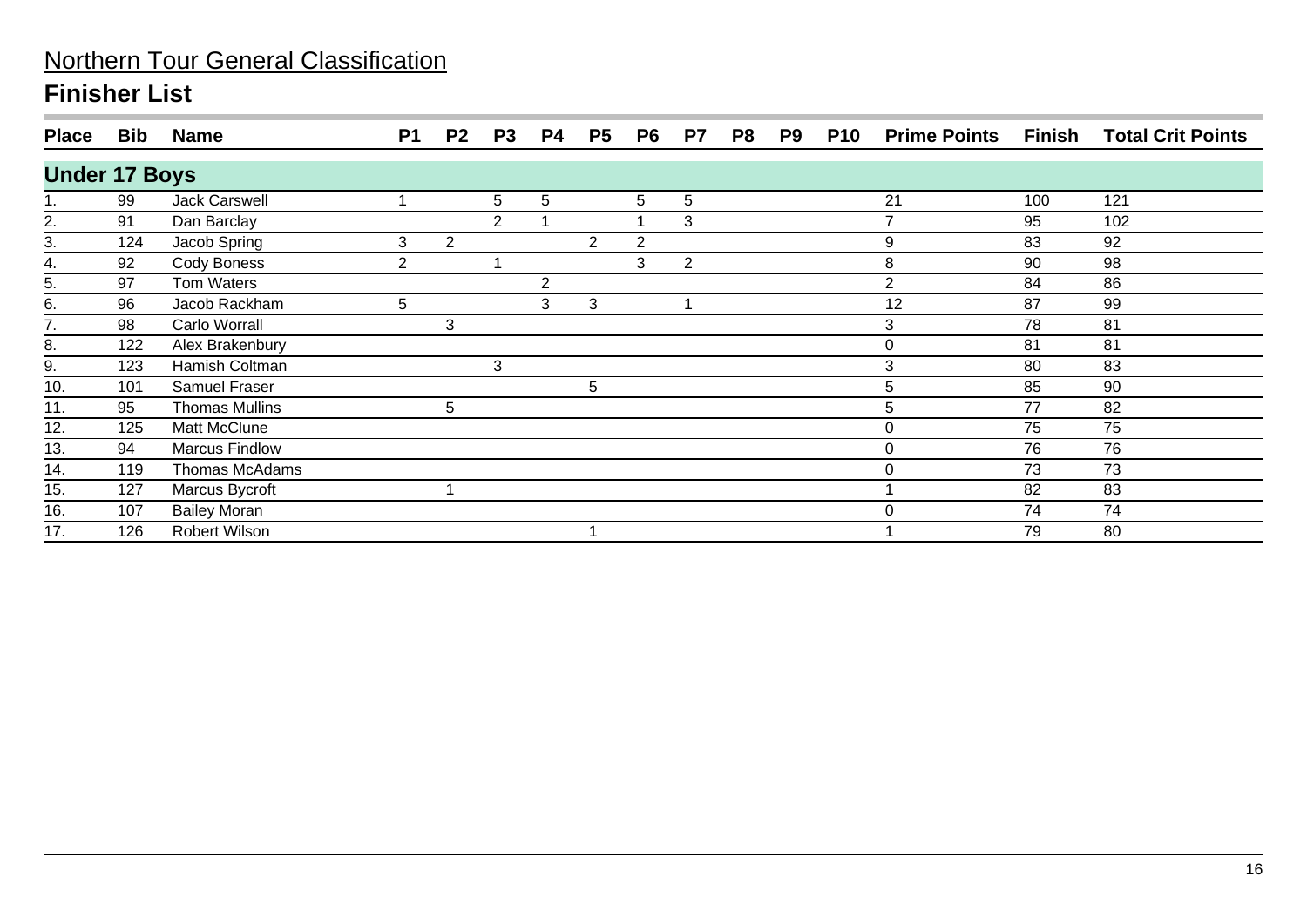# Northern Tour General Classification

## Finisher List

| Place | Bib | Name | P1 | P2 | P3 | P4 | P5 | P6 | P7 | P8 | P9 | P10 | Prime Points | Finish | Total Crit Points |
|---|---|---|---|---|---|---|---|---|---|---|---|---|---|---|---|
| **Under 17 Boys** | | | | | | | | | | | | | | | |
| 1. | 99 | Jack Carswell | 1 | | 5 | 5 | | 5 | 5 | | | | 21 | 100 | 121 |
| 2. | 91 | Dan Barclay | | | 2 | 1 | | 1 | 3 | | | | 7 | 95 | 102 |
| 3. | 124 | Jacob Spring | 3 | 2 | | | 2 | 2 | | | | | 9 | 83 | 92 |
| 4. | 92 | Cody Boness | 2 | | 1 | | | 3 | 2 | | | | 8 | 90 | 98 |
| 5. | 97 | Tom Waters | | | | 2 | | | | | | | 2 | 84 | 86 |
| 6. | 96 | Jacob Rackham | 5 | | | 3 | 3 | | 1 | | | | 12 | 87 | 99 |
| 7. | 98 | Carlo Worrall | | 3 | | | | | | | | | 3 | 78 | 81 |
| 8. | 122 | Alex Brakenbury | | | | | | | | | | | 0 | 81 | 81 |
| 9. | 123 | Hamish Coltman | | | 3 | | | | | | | | 3 | 80 | 83 |
| 10. | 101 | Samuel Fraser | | | | | 5 | | | | | | 5 | 85 | 90 |
| 11. | 95 | Thomas Mullins | | 5 | | | | | | | | | 5 | 77 | 82 |
| 12. | 125 | Matt McClune | | | | | | | | | | | 0 | 75 | 75 |
| 13. | 94 | Marcus Findlow | | | | | | | | | | | 0 | 76 | 76 |
| 14. | 119 | Thomas McAdams | | | | | | | | | | | 0 | 73 | 73 |
| 15. | 127 | Marcus Bycroft | | 1 | | | | | | | | | 1 | 82 | 83 |
| 16. | 107 | Bailey Moran | | | | | | | | | | | 0 | 74 | 74 |
| 17. | 126 | Robert Wilson | | | | | 1 | | | | | | 1 | 79 | 80 |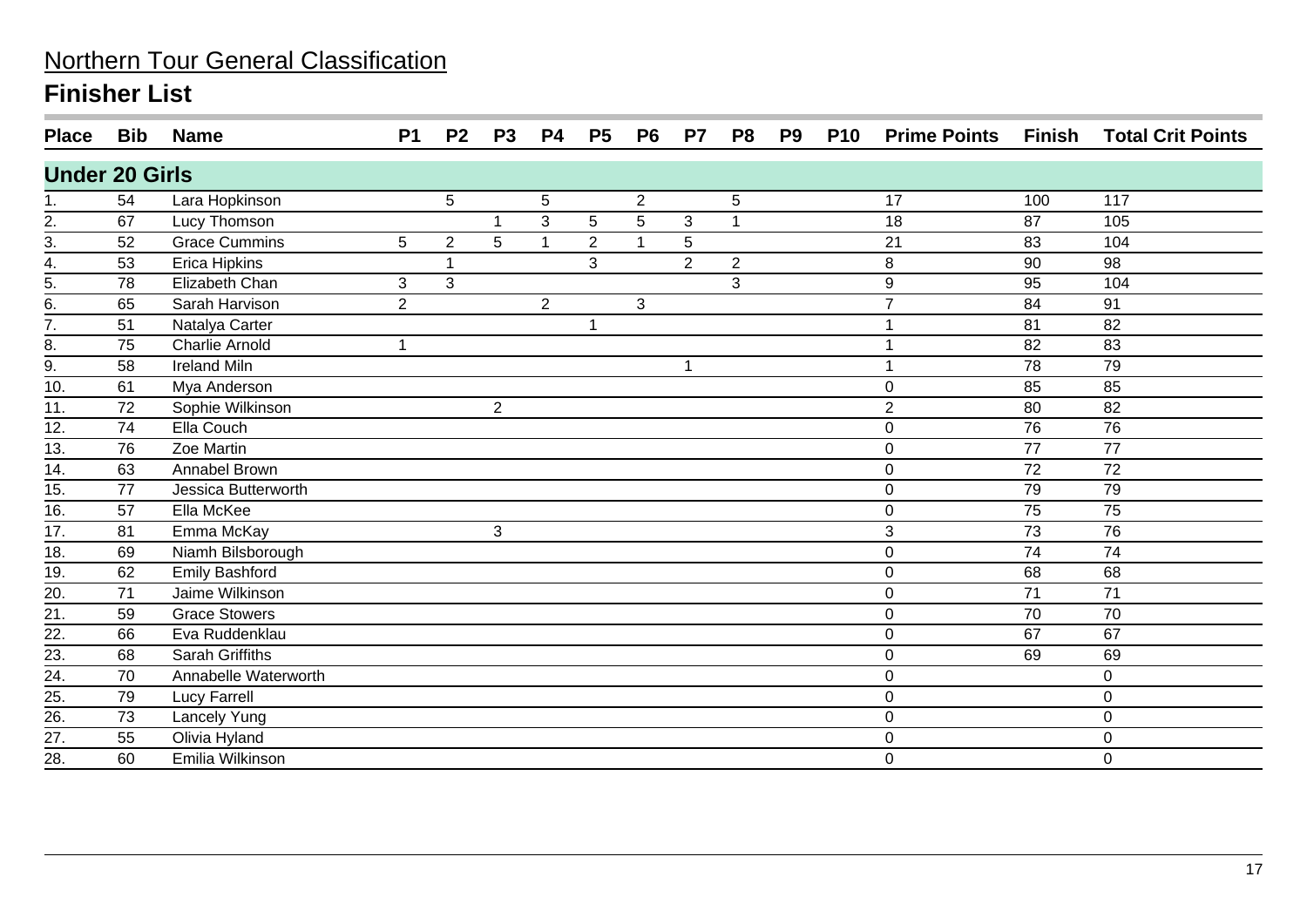## Northern Tour General Classification

# Finisher List

| Place | Bib | Name | P1 | P2 | P3 | P4 | P5 | P6 | P7 | P8 | P9 | P10 | Prime Points | Finish | Total Crit Points |
|---|---|---|---|---|---|---|---|---|---|---|---|---|---|---|---|
| **Under 20 Girls** | | | | | | | | | | | | | | | |
| 1. | 54 | Lara Hopkinson | | 5 | | 5 | | 2 | | 5 | | | 17 | 100 | 117 |
| 2. | 67 | Lucy Thomson | | | 1 | 3 | 5 | 5 | 3 | 1 | | | 18 | 87 | 105 |
| 3. | 52 | Grace Cummins | 5 | 2 | 5 | 1 | 2 | 1 | 5 | | | | 21 | 83 | 104 |
| 4. | 53 | Erica Hipkins | | 1 | | | 3 | | 2 | 2 | | | 8 | 90 | 98 |
| 5. | 78 | Elizabeth Chan | 3 | 3 | | | | | | 3 | | | 9 | 95 | 104 |
| 6. | 65 | Sarah Harvison | 2 | | | 2 | | 3 | | | | | 7 | 84 | 91 |
| 7. | 51 | Natalya Carter | | | | | 1 | | | | | | 1 | 81 | 82 |
| 8. | 75 | Charlie Arnold | 1 | | | | | | | | | | 1 | 82 | 83 |
| 9. | 58 | Ireland Miln | | | | | | | 1 | | | | 1 | 78 | 79 |
| 10. | 61 | Mya Anderson | | | | | | | | | | | 0 | 85 | 85 |
| 11. | 72 | Sophie Wilkinson | | | 2 | | | | | | | | 2 | 80 | 82 |
| 12. | 74 | Ella Couch | | | | | | | | | | | 0 | 76 | 76 |
| 13. | 76 | Zoe Martin | | | | | | | | | | | 0 | 77 | 77 |
| 14. | 63 | Annabel Brown | | | | | | | | | | | 0 | 72 | 72 |
| 15. | 77 | Jessica Butterworth | | | | | | | | | | | 0 | 79 | 79 |
| 16. | 57 | Ella McKee | | | | | | | | | | | 0 | 75 | 75 |
| 17. | 81 | Emma McKay | | | 3 | | | | | | | | 3 | 73 | 76 |
| 18. | 69 | Niamh Bilsborough | | | | | | | | | | | 0 | 74 | 74 |
| 19. | 62 | Emily Bashford | | | | | | | | | | | 0 | 68 | 68 |
| 20. | 71 | Jaime Wilkinson | | | | | | | | | | | 0 | 71 | 71 |
| 21. | 59 | Grace Stowers | | | | | | | | | | | 0 | 70 | 70 |
| 22. | 66 | Eva Ruddenklau | | | | | | | | | | | 0 | 67 | 67 |
| 23. | 68 | Sarah Griffiths | | | | | | | | | | | 0 | 69 | 69 |
| 24. | 70 | Annabelle Waterworth | | | | | | | | | | | 0 | | 0 |
| 25. | 79 | Lucy Farrell | | | | | | | | | | | 0 | | 0 |
| 26. | 73 | Lancely Yung | | | | | | | | | | | 0 | | 0 |
| 27. | 55 | Olivia Hyland | | | | | | | | | | | 0 | | 0 |
| 28. | 60 | Emilia Wilkinson | | | | | | | | | | | 0 | | 0 |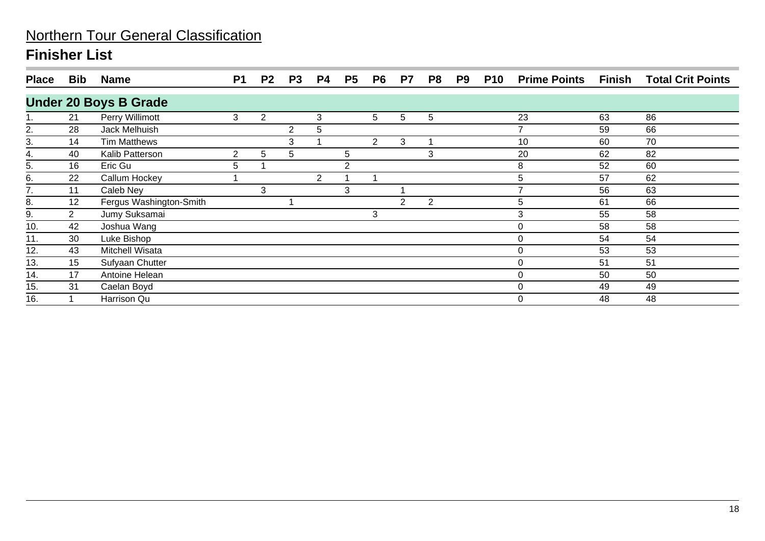# Northern Tour General Classification

## Finisher List

| Place | Bib | Name | P1 | P2 | P3 | P4 | P5 | P6 | P7 | P8 | P9 | P10 | Prime Points | Finish | Total Crit Points |
|---|---|---|---|---|---|---|---|---|---|---|---|---|---|---|---|
| **Under 20 Boys B Grade** | | | | | | | | | | | | | | | |
| 1. | 21 | Perry Willimott | 3 | 2 | | 3 | | 5 | 5 | 5 | | | 23 | 63 | 86 |
| 2. | 28 | Jack Melhuish | | | 2 | 5 | | | | | | | 7 | 59 | 66 |
| 3. | 14 | Tim Matthews | | | 3 | 1 | | 2 | 3 | 1 | | | 10 | 60 | 70 |
| 4. | 40 | Kalib Patterson | 2 | 5 | 5 | | 5 | | | 3 | | | 20 | 62 | 82 |
| 5. | 16 | Eric Gu | 5 | 1 | | | 2 | | | | | | 8 | 52 | 60 |
| 6. | 22 | Callum Hockey | 1 | | | 2 | 1 | 1 | | | | | 5 | 57 | 62 |
| 7. | 11 | Caleb Ney | | 3 | | | 3 | | 1 | | | | 7 | 56 | 63 |
| 8. | 12 | Fergus Washington-Smith | | | 1 | | | | 2 | 2 | | | 5 | 61 | 66 |
| 9. | 2 | Jumy Suksamai | | | | | | 3 | | | | | 3 | 55 | 58 |
| 10. | 42 | Joshua Wang | | | | | | | | | | | 0 | 58 | 58 |
| 11. | 30 | Luke Bishop | | | | | | | | | | | 0 | 54 | 54 |
| 12. | 43 | Mitchell Wisata | | | | | | | | | | | 0 | 53 | 53 |
| 13. | 15 | Sufyaan Chutter | | | | | | | | | | | 0 | 51 | 51 |
| 14. | 17 | Antoine Helean | | | | | | | | | | | 0 | 50 | 50 |
| 15. | 31 | Caelan Boyd | | | | | | | | | | | 0 | 49 | 49 |
| 16. | 1 | Harrison Qu | | | | | | | | | | | 0 | 48 | 48 |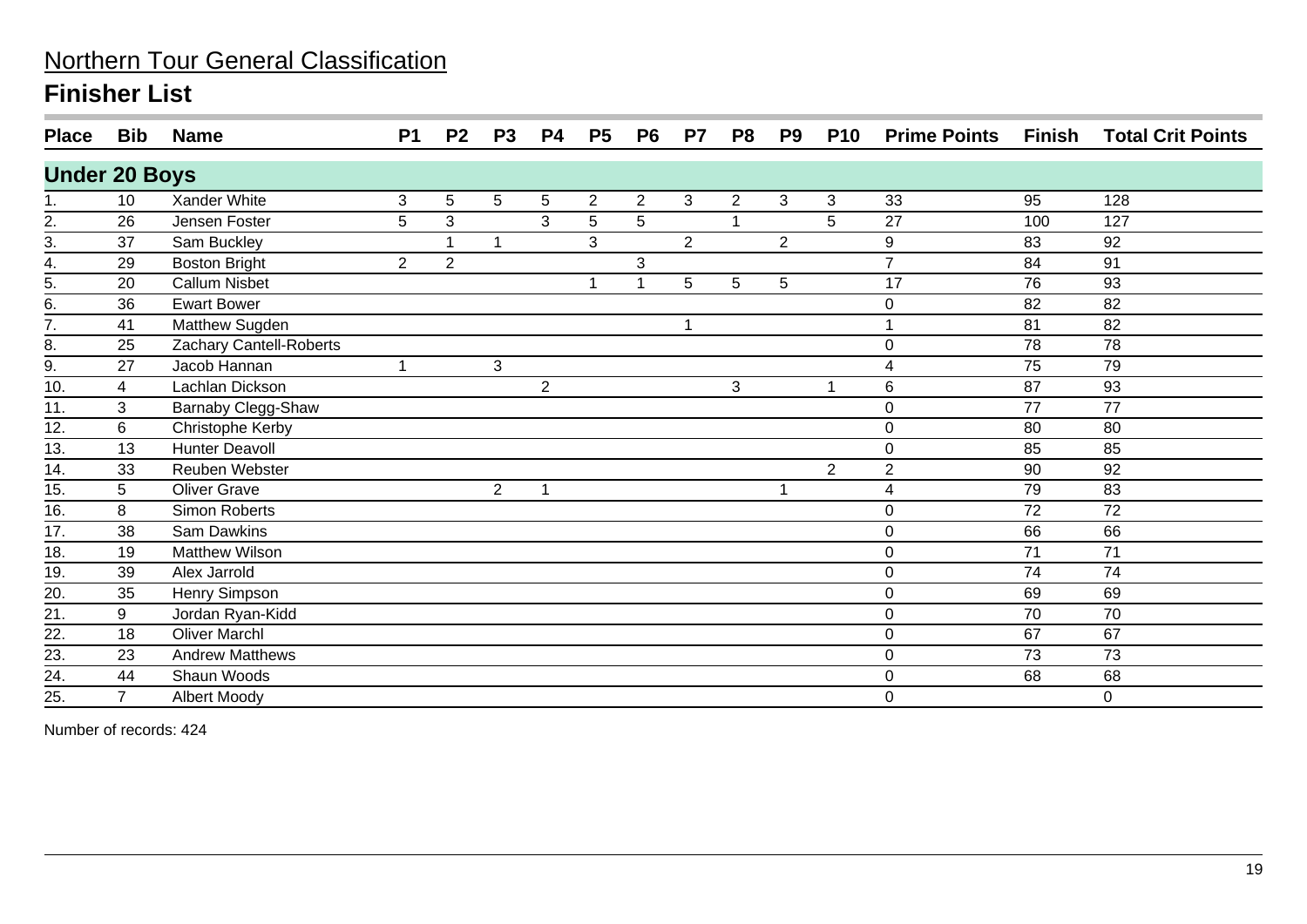# Northern Tour General Classification

## Finisher List

| Place | Bib | Name | P1 | P2 | P3 | P4 | P5 | P6 | P7 | P8 | P9 | P10 | Prime Points | Finish | Total Crit Points |
|---|---|---|---|---|---|---|---|---|---|---|---|---|---|---|---|
| **Under 20 Boys** | | | | | | | | | | | | | | | |
| 1. | 10 | Xander White | 3 | 5 | 5 | 5 | 2 | 2 | 3 | 2 | 3 | 3 | 33 | 95 | 128 |
| 2. | 26 | Jensen Foster | 5 | 3 | | 3 | 5 | 5 | | 1 | | 5 | 27 | 100 | 127 |
| 3. | 37 | Sam Buckley | | 1 | 1 | | 3 | | 2 | | 2 | | 9 | 83 | 92 |
| 4. | 29 | Boston Bright | 2 | 2 | | | | 3 | | | | | 7 | 84 | 91 |
| 5. | 20 | Callum Nisbet | | | | | 1 | 1 | 5 | 5 | 5 | | 17 | 76 | 93 |
| 6. | 36 | Ewart Bower | | | | | | | | | | | 0 | 82 | 82 |
| 7. | 41 | Matthew Sugden | | | | | | | 1 | | | | 1 | 81 | 82 |
| 8. | 25 | Zachary Cantell-Roberts | | | | | | | | | | | 0 | 78 | 78 |
| 9. | 27 | Jacob Hannan | 1 | | 3 | | | | | | | | 4 | 75 | 79 |
| 10. | 4 | Lachlan Dickson | | | | 2 | | | | 3 | | 1 | 6 | 87 | 93 |
| 11. | 3 | Barnaby Clegg-Shaw | | | | | | | | | | | 0 | 77 | 77 |
| 12. | 6 | Christophe Kerby | | | | | | | | | | | 0 | 80 | 80 |
| 13. | 13 | Hunter Deavoll | | | | | | | | | | | 0 | 85 | 85 |
| 14. | 33 | Reuben Webster | | | | | | | | | | 2 | 2 | 90 | 92 |
| 15. | 5 | Oliver Grave | | | 2 | 1 | | | | | 1 | | 4 | 79 | 83 |
| 16. | 8 | Simon Roberts | | | | | | | | | | | 0 | 72 | 72 |
| 17. | 38 | Sam Dawkins | | | | | | | | | | | 0 | 66 | 66 |
| 18. | 19 | Matthew Wilson | | | | | | | | | | | 0 | 71 | 71 |
| 19. | 39 | Alex Jarrold | | | | | | | | | | | 0 | 74 | 74 |
| 20. | 35 | Henry Simpson | | | | | | | | | | | 0 | 69 | 69 |
| 21. | 9 | Jordan Ryan-Kidd | | | | | | | | | | | 0 | 70 | 70 |
| 22. | 18 | Oliver Marchl | | | | | | | | | | | 0 | 67 | 67 |
| 23. | 23 | Andrew Matthews | | | | | | | | | | | 0 | 73 | 73 |
| 24. | 44 | Shaun Woods | | | | | | | | | | | 0 | 68 | 68 |
| 25. | 7 | Albert Moody | | | | | | | | | | | 0 | | 0 |

Number of records: 424